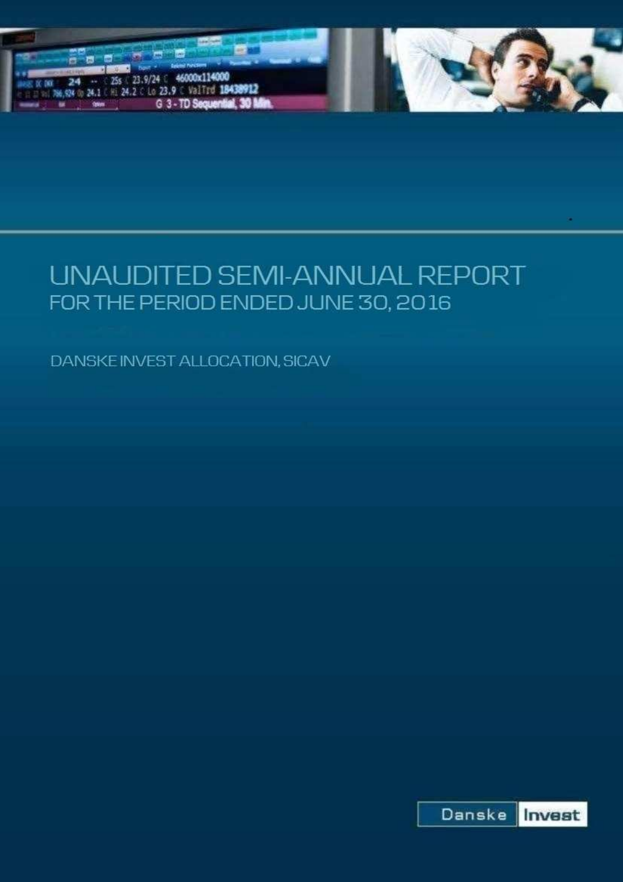# UNAUDITED SEMI-ANNUAL REPORT

## FOR THE PERIOD ENDED JUNE 30, 2016

DANSKE INVEST ALLOCATION, SICAV

Danske Invest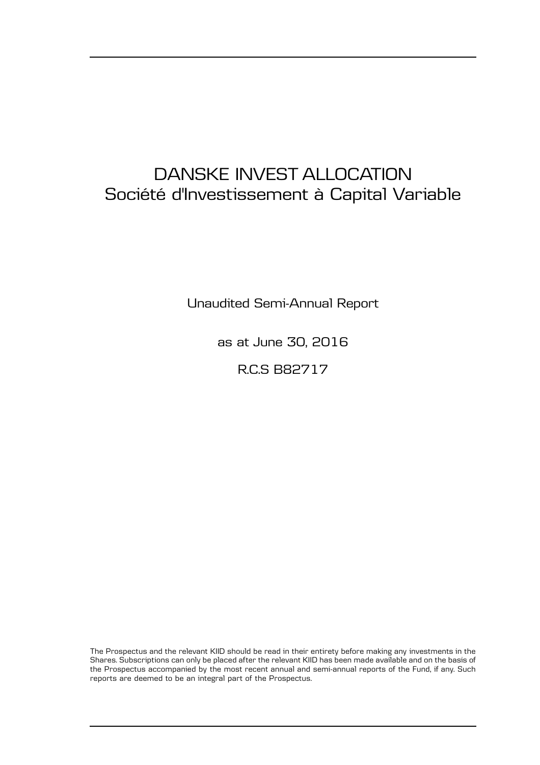# DANSKE INVEST ALLOCATION
## Société d'Investissement à Capital Variable

Unaudited Semi-Annual Report

as at June 30, 2016

R.C.S B82717

The Prospectus and the relevant KIID should be read in their entirety before making any investments in the Shares. Subscriptions can only be placed after the relevant KIID has been made available and on the basis of the Prospectus accompanied by the most recent annual and semi-annual reports of the Fund, if any. Such reports are deemed to be an integral part of the Prospectus.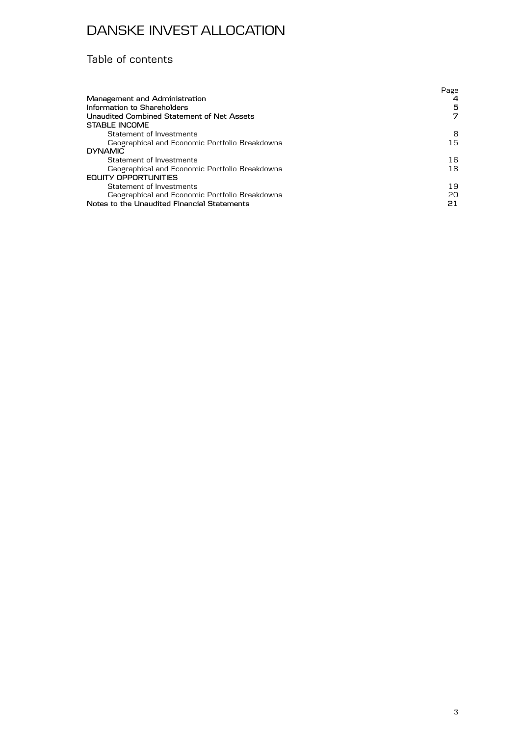# DANSKE INVEST ALLOCATION

## Table of contents

| | Page |
|---|---|
| **Management and Administration** | **4** |
| **Information to Shareholders** | **5** |
| **Unaudited Combined Statement of Net Assets** | **7** |
| **STABLE INCOME** | |
| Statement of Investments | 8 |
| Geographical and Economic Portfolio Breakdowns | 15 |
| **DYNAMIC** | |
| Statement of Investments | 16 |
| Geographical and Economic Portfolio Breakdowns | 18 |
| **EQUITY OPPORTUNITIES** | |
| Statement of Investments | 19 |
| Geographical and Economic Portfolio Breakdowns | 20 |
| **Notes to the Unaudited Financial Statements** | **21** |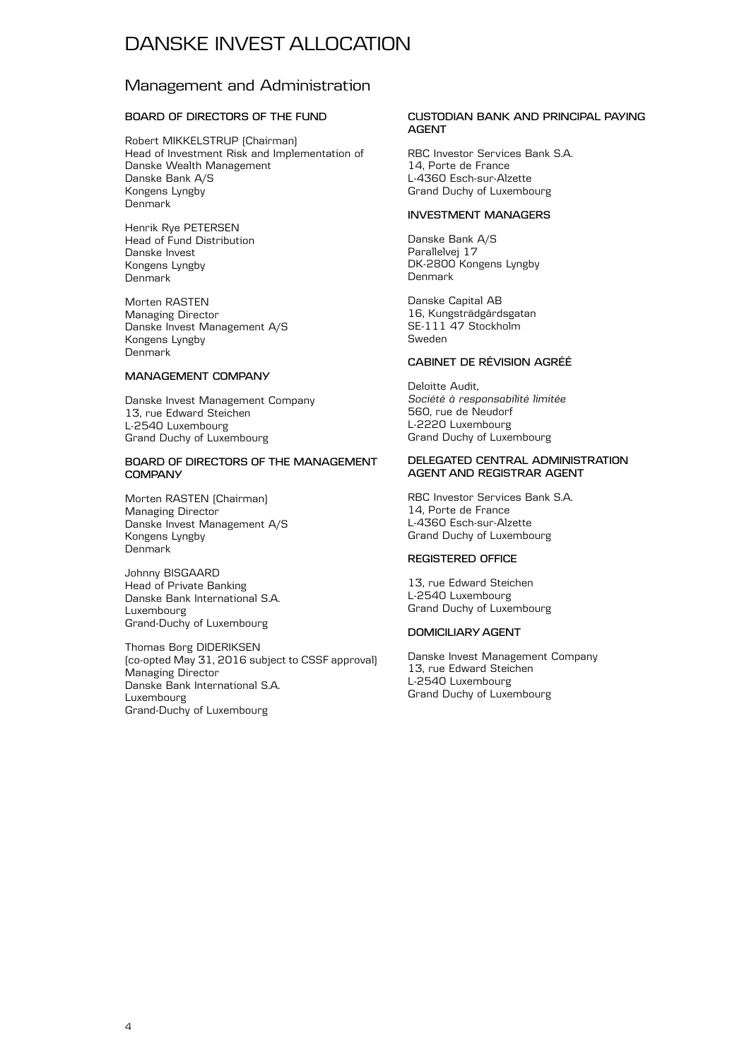# DANSKE INVEST ALLOCATION

## Management and Administration

### BOARD OF DIRECTORS OF THE FUND

Robert MIKKELSTRUP (Chairman)
Head of Investment Risk and Implementation of Danske Wealth Management
Danske Bank A/S
Kongens Lyngby
Denmark

Henrik Rye PETERSEN
Head of Fund Distribution
Danske Invest
Kongens Lyngby
Denmark

Morten RASTEN
Managing Director
Danske Invest Management A/S
Kongens Lyngby
Denmark

### MANAGEMENT COMPANY

Danske Invest Management Company
13, rue Edward Steichen
L-2540 Luxembourg
Grand Duchy of Luxembourg

### BOARD OF DIRECTORS OF THE MANAGEMENT COMPANY

Morten RASTEN (Chairman)
Managing Director
Danske Invest Management A/S
Kongens Lyngby
Denmark

Johnny BISGAARD
Head of Private Banking
Danske Bank International S.A.
Luxembourg
Grand-Duchy of Luxembourg

Thomas Borg DIDERIKSEN
(co-opted May 31, 2016 subject to CSSF approval)
Managing Director
Danske Bank International S.A.
Luxembourg
Grand-Duchy of Luxembourg

### CUSTODIAN BANK AND PRINCIPAL PAYING AGENT

RBC Investor Services Bank S.A.
14, Porte de France
L-4360 Esch-sur-Alzette
Grand Duchy of Luxembourg

### INVESTMENT MANAGERS

Danske Bank A/S
Parallelvej 17
DK-2800 Kongens Lyngby
Denmark

Danske Capital AB
16, Kungsträdgårdsgatan
SE-111 47 Stockholm
Sweden

### CABINET DE RÉVISION AGRÉÉ

Deloitte Audit,
*Société à responsabilité limitée*
560, rue de Neudorf
L-2220 Luxembourg
Grand Duchy of Luxembourg

### DELEGATED CENTRAL ADMINISTRATION AGENT AND REGISTRAR AGENT

RBC Investor Services Bank S.A.
14, Porte de France
L-4360 Esch-sur-Alzette
Grand Duchy of Luxembourg

### REGISTERED OFFICE

13, rue Edward Steichen
L-2540 Luxembourg
Grand Duchy of Luxembourg

### DOMICILIARY AGENT

Danske Invest Management Company
13, rue Edward Steichen
L-2540 Luxembourg
Grand Duchy of Luxembourg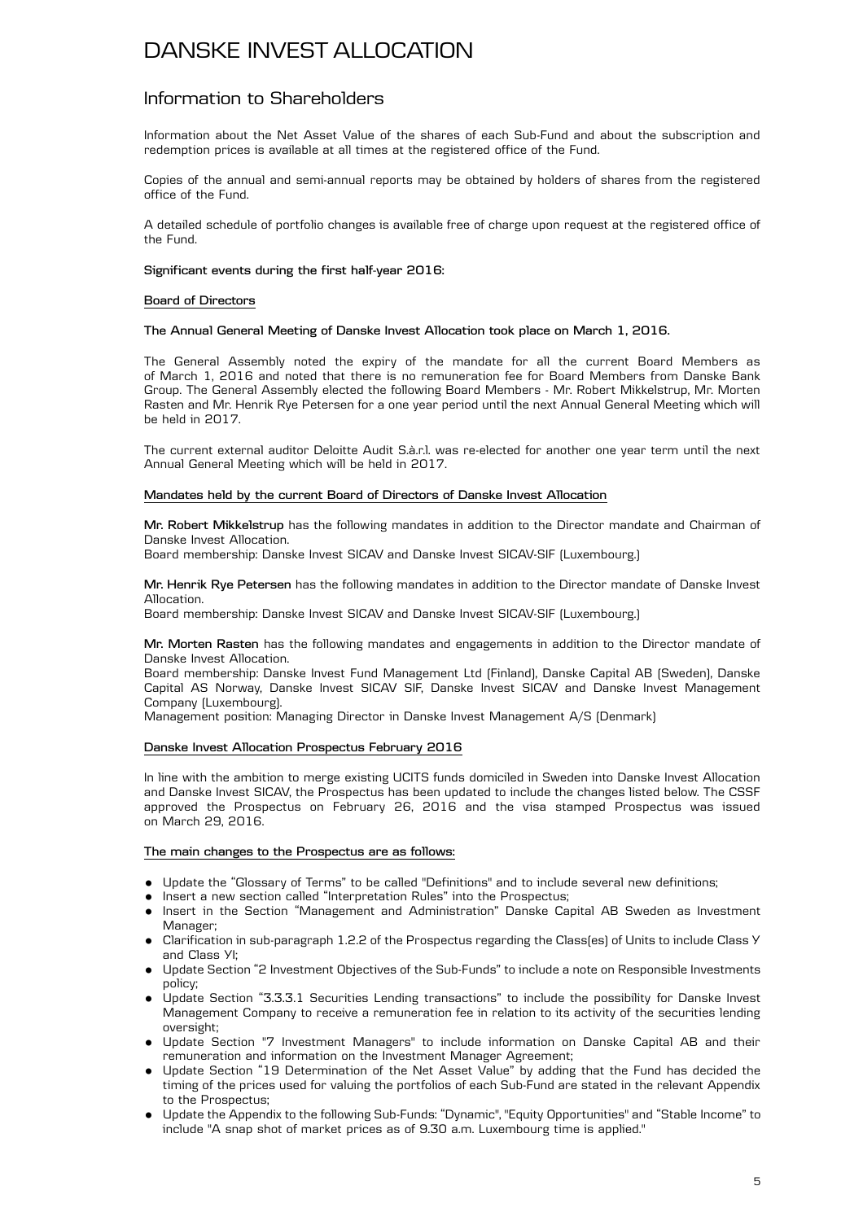# DANSKE INVEST ALLOCATION

## Information to Shareholders

Information about the Net Asset Value of the shares of each Sub-Fund and about the subscription and redemption prices is available at all times at the registered office of the Fund.

Copies of the annual and semi-annual reports may be obtained by holders of shares from the registered office of the Fund.

A detailed schedule of portfolio changes is available free of charge upon request at the registered office of the Fund.

**Significant events during the first half-year 2016:**

**Board of Directors**

**The Annual General Meeting of Danske Invest Allocation took place on March 1, 2016.**

The General Assembly noted the expiry of the mandate for all the current Board Members as of March 1, 2016 and noted that there is no remuneration fee for Board Members from Danske Bank Group. The General Assembly elected the following Board Members - Mr. Robert Mikkelstrup, Mr. Morten Rasten and Mr. Henrik Rye Petersen for a one year period until the next Annual General Meeting which will be held in 2017.

The current external auditor Deloitte Audit S.à.r.l. was re-elected for another one year term until the next Annual General Meeting which will be held in 2017.

**Mandates held by the current Board of Directors of Danske Invest Allocation**

**Mr. Robert Mikkelstrup** has the following mandates in addition to the Director mandate and Chairman of Danske Invest Allocation.
Board membership: Danske Invest SICAV and Danske Invest SICAV-SIF (Luxembourg.)

**Mr. Henrik Rye Petersen** has the following mandates in addition to the Director mandate of Danske Invest Allocation.
Board membership: Danske Invest SICAV and Danske Invest SICAV-SIF (Luxembourg.)

**Mr. Morten Rasten** has the following mandates and engagements in addition to the Director mandate of Danske Invest Allocation.
Board membership: Danske Invest Fund Management Ltd (Finland), Danske Capital AB (Sweden), Danske Capital AS Norway, Danske Invest SICAV SIF, Danske Invest SICAV and Danske Invest Management Company (Luxembourg).
Management position: Managing Director in Danske Invest Management A/S (Denmark)

**Danske Invest Allocation Prospectus February 2016**

In line with the ambition to merge existing UCITS funds domiciled in Sweden into Danske Invest Allocation and Danske Invest SICAV, the Prospectus has been updated to include the changes listed below. The CSSF approved the Prospectus on February 26, 2016 and the visa stamped Prospectus was issued on March 29, 2016.

**The main changes to the Prospectus are as follows:**

- Update the "Glossary of Terms" to be called "Definitions" and to include several new definitions;
- Insert a new section called "Interpretation Rules" into the Prospectus;
- Insert in the Section "Management and Administration" Danske Capital AB Sweden as Investment Manager;
- Clarification in sub-paragraph 1.2.2 of the Prospectus regarding the Class(es) of Units to include Class Y and Class YI;
- Update Section "2 Investment Objectives of the Sub-Funds" to include a note on Responsible Investments policy;
- Update Section "3.3.3.1 Securities Lending transactions" to include the possibility for Danske Invest Management Company to receive a remuneration fee in relation to its activity of the securities lending oversight;
- Update Section "7 Investment Managers" to include information on Danske Capital AB and their remuneration and information on the Investment Manager Agreement;
- Update Section "19 Determination of the Net Asset Value" by adding that the Fund has decided the timing of the prices used for valuing the portfolios of each Sub-Fund are stated in the relevant Appendix to the Prospectus;
- Update the Appendix to the following Sub-Funds: "Dynamic", "Equity Opportunities" and "Stable Income" to include "A snap shot of market prices as of 9.30 a.m. Luxembourg time is applied."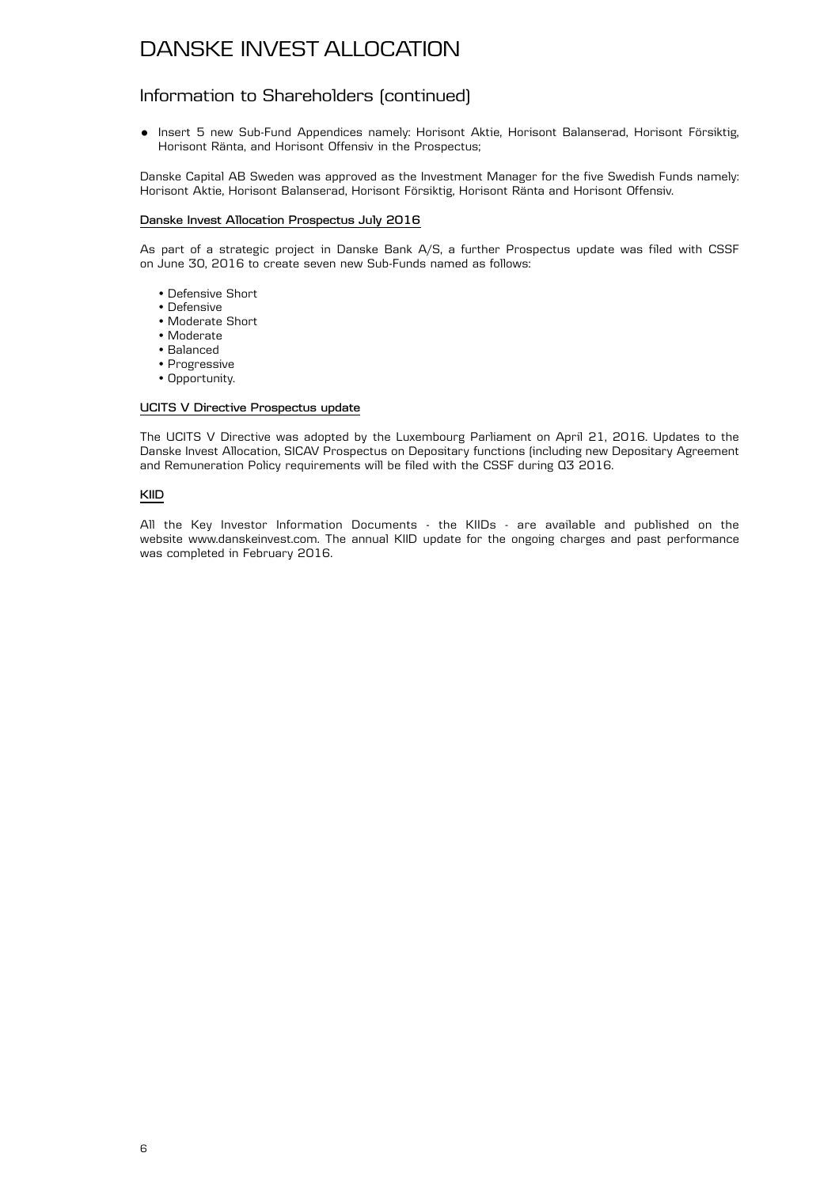# DANSKE INVEST ALLOCATION

## Information to Shareholders (continued)

- Insert 5 new Sub-Fund Appendices namely: Horisont Aktie, Horisont Balanserad, Horisont Försiktig, Horisont Ränta, and Horisont Offensiv in the Prospectus;

Danske Capital AB Sweden was approved as the Investment Manager for the five Swedish Funds namely: Horisont Aktie, Horisont Balanserad, Horisont Försiktig, Horisont Ränta and Horisont Offensiv.

**Danske Invest Allocation Prospectus July 2016**

As part of a strategic project in Danske Bank A/S, a further Prospectus update was filed with CSSF on June 30, 2016 to create seven new Sub-Funds named as follows:

- Defensive Short
- Defensive
- Moderate Short
- Moderate
- Balanced
- Progressive
- Opportunity.

**UCITS V Directive Prospectus update**

The UCITS V Directive was adopted by the Luxembourg Parliament on April 21, 2016. Updates to the Danske Invest Allocation, SICAV Prospectus on Depositary functions (including new Depositary Agreement and Remuneration Policy requirements will be filed with the CSSF during Q3 2016.

**KIID**

All the Key Investor Information Documents - the KIIDs - are available and published on the website www.danskeinvest.com. The annual KIID update for the ongoing charges and past performance was completed in February 2016.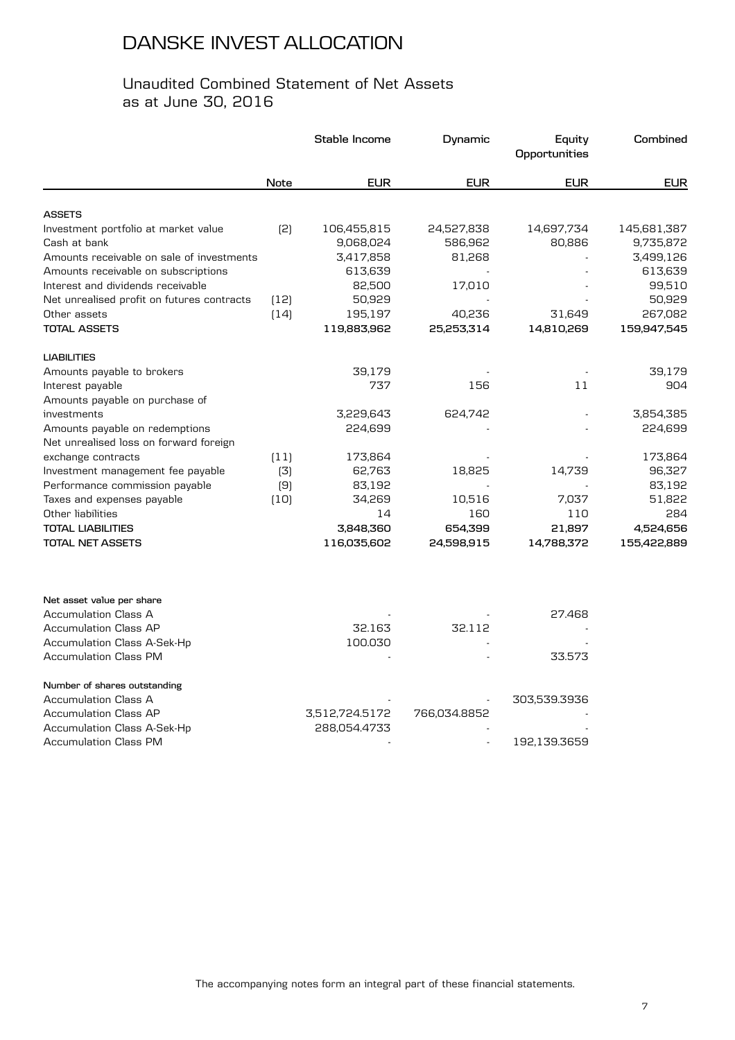# DANSKE INVEST ALLOCATION

## Unaudited Combined Statement of Net Assets as at June 30, 2016

| | Note | Stable Income | Dynamic | Equity Opportunities | Combined |
|---|---|---|---|---|---|
| | | EUR | EUR | EUR | EUR |
| **ASSETS** | | | | | |
| Investment portfolio at market value | (2) | 106,455,815 | 24,527,838 | 14,697,734 | 145,681,387 |
| Cash at bank | | 9,068,024 | 586,962 | 80,886 | 9,735,872 |
| Amounts receivable on sale of investments | | 3,417,858 | 81,268 | - | 3,499,126 |
| Amounts receivable on subscriptions | | 613,639 | - | - | 613,639 |
| Interest and dividends receivable | | 82,500 | 17,010 | - | 99,510 |
| Net unrealised profit on futures contracts | (12) | 50,929 | - | - | 50,929 |
| Other assets | (14) | 195,197 | 40,236 | 31,649 | 267,082 |
| **TOTAL ASSETS** | | **119,883,962** | **25,253,314** | **14,810,269** | **159,947,545** |
| **LIABILITIES** | | | | | |
| Amounts payable to brokers | | 39,179 | - | - | 39,179 |
| Interest payable | | 737 | 156 | 11 | 904 |
| Amounts payable on purchase of investments | | 3,229,643 | 624,742 | - | 3,854,385 |
| Amounts payable on redemptions | | 224,699 | - | - | 224,699 |
| Net unrealised loss on forward foreign exchange contracts | (11) | 173,864 | - | - | 173,864 |
| Investment management fee payable | (3) | 62,763 | 18,825 | 14,739 | 96,327 |
| Performance commission payable | (9) | 83,192 | - | - | 83,192 |
| Taxes and expenses payable | (10) | 34,269 | 10,516 | 7,037 | 51,822 |
| Other liabilities | | 14 | 160 | 110 | 284 |
| **TOTAL LIABILITIES** | | **3,848,360** | **654,399** | **21,897** | **4,524,656** |
| **TOTAL NET ASSETS** | | **116,035,602** | **24,598,915** | **14,788,372** | **155,422,889** |

| | Stable Income | Dynamic | Equity Opportunities |
|---|---|---|---|
| **Net asset value per share** | | | |
| Accumulation Class A | - | - | 27.468 |
| Accumulation Class AP | 32.163 | 32.112 | - |
| Accumulation Class A-Sek-Hp | 100.030 | - | - |
| Accumulation Class PM | - | - | 33.573 |
| **Number of shares outstanding** | | | |
| Accumulation Class A | - | - | 303,539.3936 |
| Accumulation Class AP | 3,512,724.5172 | 766,034.8852 | - |
| Accumulation Class A-Sek-Hp | 288,054.4733 | - | - |
| Accumulation Class PM | - | - | 192,139.3659 |

The accompanying notes form an integral part of these financial statements.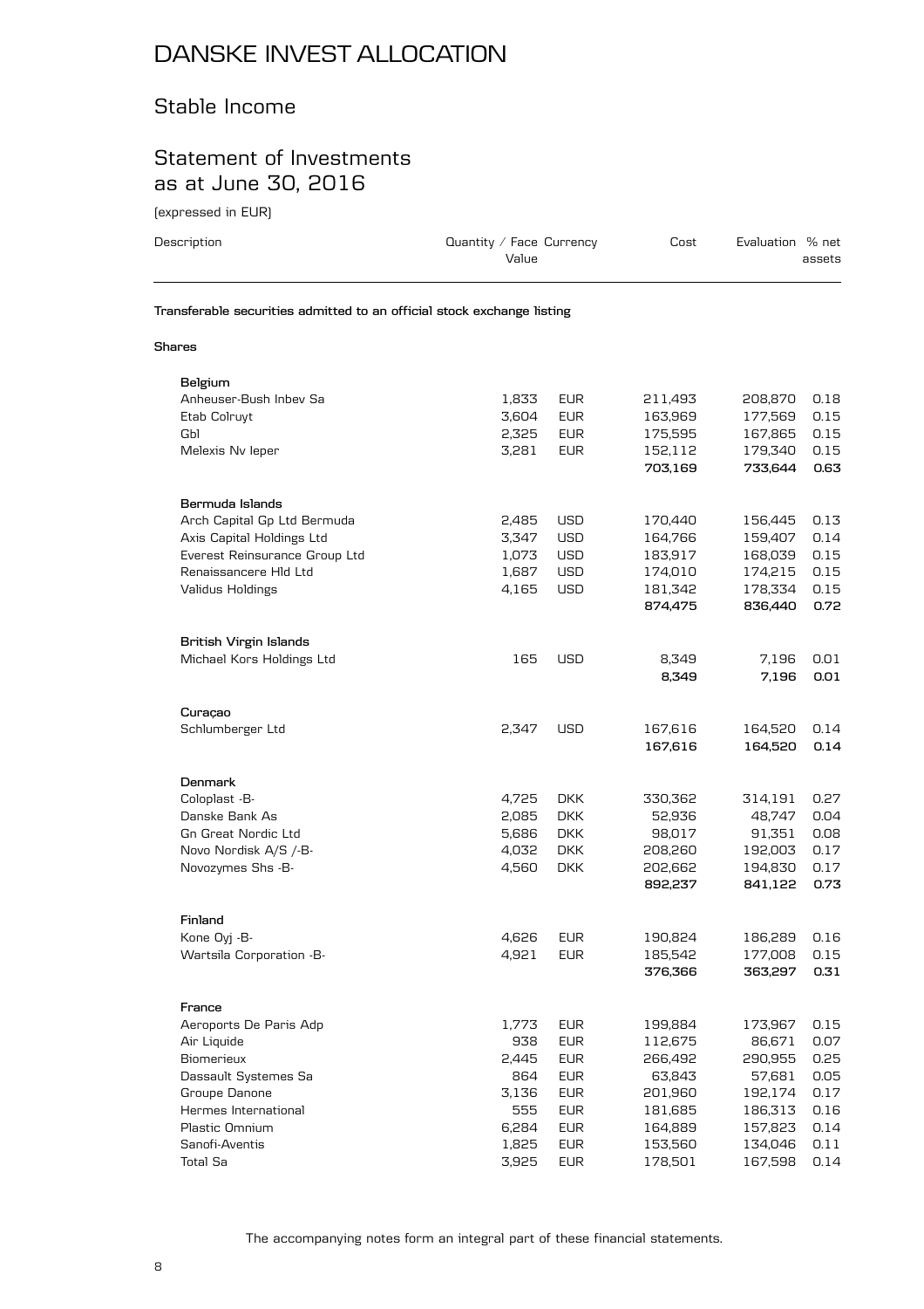# DANSKE INVEST ALLOCATION

## Stable Income

## Statement of Investments as at June 30, 2016

(expressed in EUR)

| Description | Quantity / Face Value | Currency | Cost | Evaluation | % net assets |
|---|---|---|---|---|---|
| **Transferable securities admitted to an official stock exchange listing** | | | | | |
| **Shares** | | | | | |
| **Belgium** | | | | | |
| Anheuser-Bush Inbev Sa | 1,833 | EUR | 211,493 | 208,870 | 0.18 |
| Etab Colruyt | 3,604 | EUR | 163,969 | 177,569 | 0.15 |
| Gbl | 2,325 | EUR | 175,595 | 167,865 | 0.15 |
| Melexis Nv Ieper | 3,281 | EUR | 152,112 | 179,340 | 0.15 |
| | | | **703,169** | **733,644** | **0.63** |
| **Bermuda Islands** | | | | | |
| Arch Capital Gp Ltd Bermuda | 2,485 | USD | 170,440 | 156,445 | 0.13 |
| Axis Capital Holdings Ltd | 3,347 | USD | 164,766 | 159,407 | 0.14 |
| Everest Reinsurance Group Ltd | 1,073 | USD | 183,917 | 168,039 | 0.15 |
| Renaissancere Hld Ltd | 1,687 | USD | 174,010 | 174,215 | 0.15 |
| Validus Holdings | 4,165 | USD | 181,342 | 178,334 | 0.15 |
| | | | **874,475** | **836,440** | **0.72** |
| **British Virgin Islands** | | | | | |
| Michael Kors Holdings Ltd | 165 | USD | 8,349 | 7,196 | 0.01 |
| | | | **8,349** | **7,196** | **0.01** |
| **Curaçao** | | | | | |
| Schlumberger Ltd | 2,347 | USD | 167,616 | 164,520 | 0.14 |
| | | | **167,616** | **164,520** | **0.14** |
| **Denmark** | | | | | |
| Coloplast -B- | 4,725 | DKK | 330,362 | 314,191 | 0.27 |
| Danske Bank As | 2,085 | DKK | 52,936 | 48,747 | 0.04 |
| Gn Great Nordic Ltd | 5,686 | DKK | 98,017 | 91,351 | 0.08 |
| Novo Nordisk A/S /-B- | 4,032 | DKK | 208,260 | 192,003 | 0.17 |
| Novozymes Shs -B- | 4,560 | DKK | 202,662 | 194,830 | 0.17 |
| | | | **892,237** | **841,122** | **0.73** |
| **Finland** | | | | | |
| Kone Oyj -B- | 4,626 | EUR | 190,824 | 186,289 | 0.16 |
| Wartsila Corporation -B- | 4,921 | EUR | 185,542 | 177,008 | 0.15 |
| | | | **376,366** | **363,297** | **0.31** |
| **France** | | | | | |
| Aeroports De Paris Adp | 1,773 | EUR | 199,884 | 173,967 | 0.15 |
| Air Liquide | 938 | EUR | 112,675 | 86,671 | 0.07 |
| Biomerieux | 2,445 | EUR | 266,492 | 290,955 | 0.25 |
| Dassault Systemes Sa | 864 | EUR | 63,843 | 57,681 | 0.05 |
| Groupe Danone | 3,136 | EUR | 201,960 | 192,174 | 0.17 |
| Hermes International | 555 | EUR | 181,685 | 186,313 | 0.16 |
| Plastic Omnium | 6,284 | EUR | 164,889 | 157,823 | 0.14 |
| Sanofi-Aventis | 1,825 | EUR | 153,560 | 134,046 | 0.11 |
| Total Sa | 3,925 | EUR | 178,501 | 167,598 | 0.14 |

The accompanying notes form an integral part of these financial statements.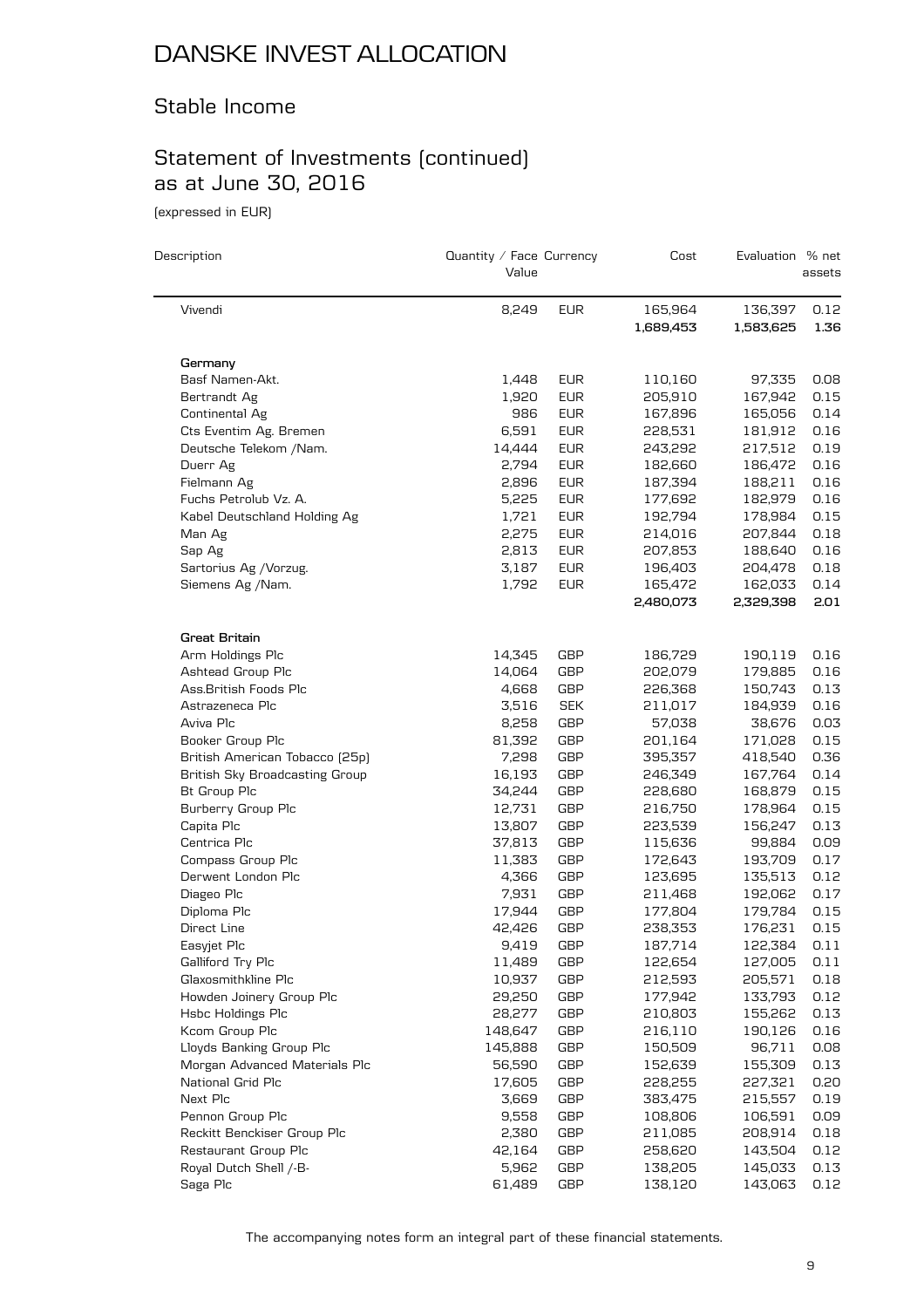# DANSKE INVEST ALLOCATION

## Stable Income

## Statement of Investments (continued) as at June 30, 2016

(expressed in EUR)

| Description | Quantity / Face Value | Currency | Cost | Evaluation | % net assets |
|---|---|---|---|---|---|
| Vivendi | 8,249 | EUR | 165,964 | 136,397 | 0.12 |
| | | | **1,689,453** | **1,583,625** | **1.36** |
| **Germany** | | | | | |
| Basf Namen-Akt. | 1,448 | EUR | 110,160 | 97,335 | 0.08 |
| Bertrandt Ag | 1,920 | EUR | 205,910 | 167,942 | 0.15 |
| Continental Ag | 986 | EUR | 167,896 | 165,056 | 0.14 |
| Cts Eventim Ag. Bremen | 6,591 | EUR | 228,531 | 181,912 | 0.16 |
| Deutsche Telekom /Nam. | 14,444 | EUR | 243,292 | 217,512 | 0.19 |
| Duerr Ag | 2,794 | EUR | 182,660 | 186,472 | 0.16 |
| Fielmann Ag | 2,896 | EUR | 187,394 | 188,211 | 0.16 |
| Fuchs Petrolub Vz. A. | 5,225 | EUR | 177,692 | 182,979 | 0.16 |
| Kabel Deutschland Holding Ag | 1,721 | EUR | 192,794 | 178,984 | 0.15 |
| Man Ag | 2,275 | EUR | 214,016 | 207,844 | 0.18 |
| Sap Ag | 2,813 | EUR | 207,853 | 188,640 | 0.16 |
| Sartorius Ag /Vorzug. | 3,187 | EUR | 196,403 | 204,478 | 0.18 |
| Siemens Ag /Nam. | 1,792 | EUR | 165,472 | 162,033 | 0.14 |
| | | | **2,480,073** | **2,329,398** | **2.01** |
| **Great Britain** | | | | | |
| Arm Holdings Plc | 14,345 | GBP | 186,729 | 190,119 | 0.16 |
| Ashtead Group Plc | 14,064 | GBP | 202,079 | 179,885 | 0.16 |
| Ass.British Foods Plc | 4,668 | GBP | 226,368 | 150,743 | 0.13 |
| Astrazeneca Plc | 3,516 | SEK | 211,017 | 184,939 | 0.16 |
| Aviva Plc | 8,258 | GBP | 57,038 | 38,676 | 0.03 |
| Booker Group Plc | 81,392 | GBP | 201,164 | 171,028 | 0.15 |
| British American Tobacco (25p) | 7,298 | GBP | 395,357 | 418,540 | 0.36 |
| British Sky Broadcasting Group | 16,193 | GBP | 246,349 | 167,764 | 0.14 |
| Bt Group Plc | 34,244 | GBP | 228,680 | 168,879 | 0.15 |
| Burberry Group Plc | 12,731 | GBP | 216,750 | 178,964 | 0.15 |
| Capita Plc | 13,807 | GBP | 223,539 | 156,247 | 0.13 |
| Centrica Plc | 37,813 | GBP | 115,636 | 99,884 | 0.09 |
| Compass Group Plc | 11,383 | GBP | 172,643 | 193,709 | 0.17 |
| Derwent London Plc | 4,366 | GBP | 123,695 | 135,513 | 0.12 |
| Diageo Plc | 7,931 | GBP | 211,468 | 192,062 | 0.17 |
| Diploma Plc | 17,944 | GBP | 177,804 | 179,784 | 0.15 |
| Direct Line | 42,426 | GBP | 238,353 | 176,231 | 0.15 |
| Easyjet Plc | 9,419 | GBP | 187,714 | 122,384 | 0.11 |
| Galliford Try Plc | 11,489 | GBP | 122,654 | 127,005 | 0.11 |
| Glaxosmithkline Plc | 10,937 | GBP | 212,593 | 205,571 | 0.18 |
| Howden Joinery Group Plc | 29,250 | GBP | 177,942 | 133,793 | 0.12 |
| Hsbc Holdings Plc | 28,277 | GBP | 210,803 | 155,262 | 0.13 |
| Kcom Group Plc | 148,647 | GBP | 216,110 | 190,126 | 0.16 |
| Lloyds Banking Group Plc | 145,888 | GBP | 150,509 | 96,711 | 0.08 |
| Morgan Advanced Materials Plc | 56,590 | GBP | 152,639 | 155,309 | 0.13 |
| National Grid Plc | 17,605 | GBP | 228,255 | 227,321 | 0.20 |
| Next Plc | 3,669 | GBP | 383,475 | 215,557 | 0.19 |
| Pennon Group Plc | 9,558 | GBP | 108,806 | 106,591 | 0.09 |
| Reckitt Benckiser Group Plc | 2,380 | GBP | 211,085 | 208,914 | 0.18 |
| Restaurant Group Plc | 42,164 | GBP | 258,620 | 143,504 | 0.12 |
| Royal Dutch Shell /-B- | 5,962 | GBP | 138,205 | 145,033 | 0.13 |
| Saga Plc | 61,489 | GBP | 138,120 | 143,063 | 0.12 |

The accompanying notes form an integral part of these financial statements.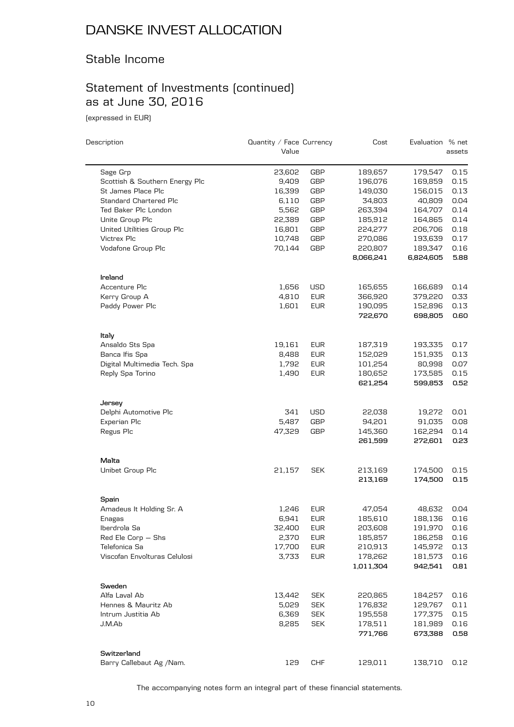# DANSKE INVEST ALLOCATION

## Stable Income

## Statement of Investments (continued) as at June 30, 2016

(expressed in EUR)

| Description | Quantity / Face Value | Currency | Cost | Evaluation | % net assets |
|---|---|---|---|---|---|
| Sage Grp | 23,602 | GBP | 189,657 | 179,547 | 0.15 |
| Scottish & Southern Energy Plc | 9,409 | GBP | 196,076 | 169,859 | 0.15 |
| St James Place Plc | 16,399 | GBP | 149,030 | 156,015 | 0.13 |
| Standard Chartered Plc | 6,110 | GBP | 34,803 | 40,809 | 0.04 |
| Ted Baker Plc London | 5,562 | GBP | 263,394 | 164,707 | 0.14 |
| Unite Group Plc | 22,389 | GBP | 185,912 | 164,865 | 0.14 |
| United Utilities Group Plc | 16,801 | GBP | 224,277 | 206,706 | 0.18 |
| Victrex Plc | 10,748 | GBP | 270,086 | 193,639 | 0.17 |
| Vodafone Group Plc | 70,144 | GBP | 220,807 | 189,347 | 0.16 |
| | | | **8,066,241** | **6,824,605** | **5.88** |
| **Ireland** | | | | | |
| Accenture Plc | 1,656 | USD | 165,655 | 166,689 | 0.14 |
| Kerry Group A | 4,810 | EUR | 366,920 | 379,220 | 0.33 |
| Paddy Power Plc | 1,601 | EUR | 190,095 | 152,896 | 0.13 |
| | | | **722,670** | **698,805** | **0.60** |
| **Italy** | | | | | |
| Ansaldo Sts Spa | 19,161 | EUR | 187,319 | 193,335 | 0.17 |
| Banca Ifis Spa | 8,488 | EUR | 152,029 | 151,935 | 0.13 |
| Digital Multimedia Tech. Spa | 1,792 | EUR | 101,254 | 80,998 | 0.07 |
| Reply Spa Torino | 1,490 | EUR | 180,652 | 173,585 | 0.15 |
| | | | **621,254** | **599,853** | **0.52** |
| **Jersey** | | | | | |
| Delphi Automotive Plc | 341 | USD | 22,038 | 19,272 | 0.01 |
| Experian Plc | 5,487 | GBP | 94,201 | 91,035 | 0.08 |
| Regus Plc | 47,329 | GBP | 145,360 | 162,294 | 0.14 |
| | | | **261,599** | **272,601** | **0.23** |
| **Malta** | | | | | |
| Unibet Group Plc | 21,157 | SEK | 213,169 | 174,500 | 0.15 |
| | | | **213,169** | **174,500** | **0.15** |
| **Spain** | | | | | |
| Amadeus It Holding Sr. A | 1,246 | EUR | 47,054 | 48,632 | 0.04 |
| Enagas | 6,941 | EUR | 185,610 | 188,136 | 0.16 |
| Iberdrola Sa | 32,400 | EUR | 203,608 | 191,970 | 0.16 |
| Red Ele Corp – Shs | 2,370 | EUR | 185,857 | 186,258 | 0.16 |
| Telefonica Sa | 17,700 | EUR | 210,913 | 145,972 | 0.13 |
| Viscofan Envolturas Celulosi | 3,733 | EUR | 178,262 | 181,573 | 0.16 |
| | | | **1,011,304** | **942,541** | **0.81** |
| **Sweden** | | | | | |
| Alfa Laval Ab | 13,442 | SEK | 220,865 | 184,257 | 0.16 |
| Hennes & Mauritz Ab | 5,029 | SEK | 176,832 | 129,767 | 0.11 |
| Intrum Justitia Ab | 6,369 | SEK | 195,558 | 177,375 | 0.15 |
| J.M.Ab | 8,285 | SEK | 178,511 | 181,989 | 0.16 |
| | | | **771,766** | **673,388** | **0.58** |
| **Switzerland** | | | | | |
| Barry Callebaut Ag /Nam. | 129 | CHF | 129,011 | 138,710 | 0.12 |

The accompanying notes form an integral part of these financial statements.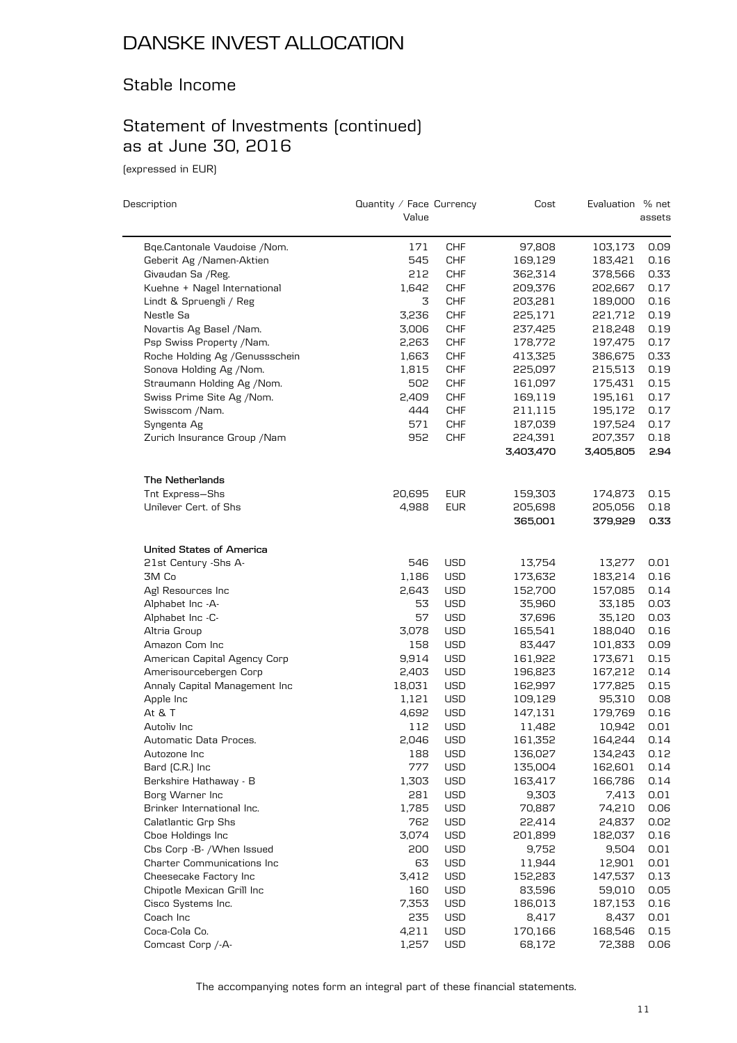# DANSKE INVEST ALLOCATION

## Stable Income

## Statement of Investments (continued) as at June 30, 2016

(expressed in EUR)

| Description | Quantity / Face Value | Currency | Cost | Evaluation | % net assets |
|---|---|---|---|---|---|
| Bqe.Cantonale Vaudoise /Nom. | 171 | CHF | 97,808 | 103,173 | 0.09 |
| Geberit Ag /Namen-Aktien | 545 | CHF | 169,129 | 183,421 | 0.16 |
| Givaudan Sa /Reg. | 212 | CHF | 362,314 | 378,566 | 0.33 |
| Kuehne + Nagel International | 1,642 | CHF | 209,376 | 202,667 | 0.17 |
| Lindt & Spruengli / Reg | 3 | CHF | 203,281 | 189,000 | 0.16 |
| Nestle Sa | 3,236 | CHF | 225,171 | 221,712 | 0.19 |
| Novartis Ag Basel /Nam. | 3,006 | CHF | 237,425 | 218,248 | 0.19 |
| Psp Swiss Property /Nam. | 2,263 | CHF | 178,772 | 197,475 | 0.17 |
| Roche Holding Ag /Genussschein | 1,663 | CHF | 413,325 | 386,675 | 0.33 |
| Sonova Holding Ag /Nom. | 1,815 | CHF | 225,097 | 215,513 | 0.19 |
| Straumann Holding Ag /Nom. | 502 | CHF | 161,097 | 175,431 | 0.15 |
| Swiss Prime Site Ag /Nom. | 2,409 | CHF | 169,119 | 195,161 | 0.17 |
| Swisscom /Nam. | 444 | CHF | 211,115 | 195,172 | 0.17 |
| Syngenta Ag | 571 | CHF | 187,039 | 197,524 | 0.17 |
| Zurich Insurance Group /Nam | 952 | CHF | 224,391 | 207,357 | 0.18 |
| | | | **3,403,470** | **3,405,805** | **2.94** |
| **The Netherlands** | | | | | |
| Tnt Express—Shs | 20,695 | EUR | 159,303 | 174,873 | 0.15 |
| Unilever Cert. of Shs | 4,988 | EUR | 205,698 | 205,056 | 0.18 |
| | | | **365,001** | **379,929** | **0.33** |
| **United States of America** | | | | | |
| 21st Century -Shs A- | 546 | USD | 13,754 | 13,277 | 0.01 |
| 3M Co | 1,186 | USD | 173,632 | 183,214 | 0.16 |
| Agl Resources Inc | 2,643 | USD | 152,700 | 157,085 | 0.14 |
| Alphabet Inc -A- | 53 | USD | 35,960 | 33,185 | 0.03 |
| Alphabet Inc -C- | 57 | USD | 37,696 | 35,120 | 0.03 |
| Altria Group | 3,078 | USD | 165,541 | 188,040 | 0.16 |
| Amazon Com Inc | 158 | USD | 83,447 | 101,833 | 0.09 |
| American Capital Agency Corp | 9,914 | USD | 161,922 | 173,671 | 0.15 |
| Amerisourcebergen Corp | 2,403 | USD | 196,823 | 167,212 | 0.14 |
| Annaly Capital Management Inc | 18,031 | USD | 162,997 | 177,825 | 0.15 |
| Apple Inc | 1,121 | USD | 109,129 | 95,310 | 0.08 |
| At & T | 4,692 | USD | 147,131 | 179,769 | 0.16 |
| Autoliv Inc | 112 | USD | 11,482 | 10,942 | 0.01 |
| Automatic Data Proces. | 2,046 | USD | 161,352 | 164,244 | 0.14 |
| Autozone Inc | 188 | USD | 136,027 | 134,243 | 0.12 |
| Bard (C.R.) Inc | 777 | USD | 135,004 | 162,601 | 0.14 |
| Berkshire Hathaway - B | 1,303 | USD | 163,417 | 166,786 | 0.14 |
| Borg Warner Inc | 281 | USD | 9,303 | 7,413 | 0.01 |
| Brinker International Inc. | 1,785 | USD | 70,887 | 74,210 | 0.06 |
| Calatlantic Grp Shs | 762 | USD | 22,414 | 24,837 | 0.02 |
| Cboe Holdings Inc | 3,074 | USD | 201,899 | 182,037 | 0.16 |
| Cbs Corp -B- /When Issued | 200 | USD | 9,752 | 9,504 | 0.01 |
| Charter Communications Inc | 63 | USD | 11,944 | 12,901 | 0.01 |
| Cheesecake Factory Inc | 3,412 | USD | 152,283 | 147,537 | 0.13 |
| Chipotle Mexican Grill Inc | 160 | USD | 83,596 | 59,010 | 0.05 |
| Cisco Systems Inc. | 7,353 | USD | 186,013 | 187,153 | 0.16 |
| Coach Inc | 235 | USD | 8,417 | 8,437 | 0.01 |
| Coca-Cola Co. | 4,211 | USD | 170,166 | 168,546 | 0.15 |
| Comcast Corp /-A- | 1,257 | USD | 68,172 | 72,388 | 0.06 |

The accompanying notes form an integral part of these financial statements.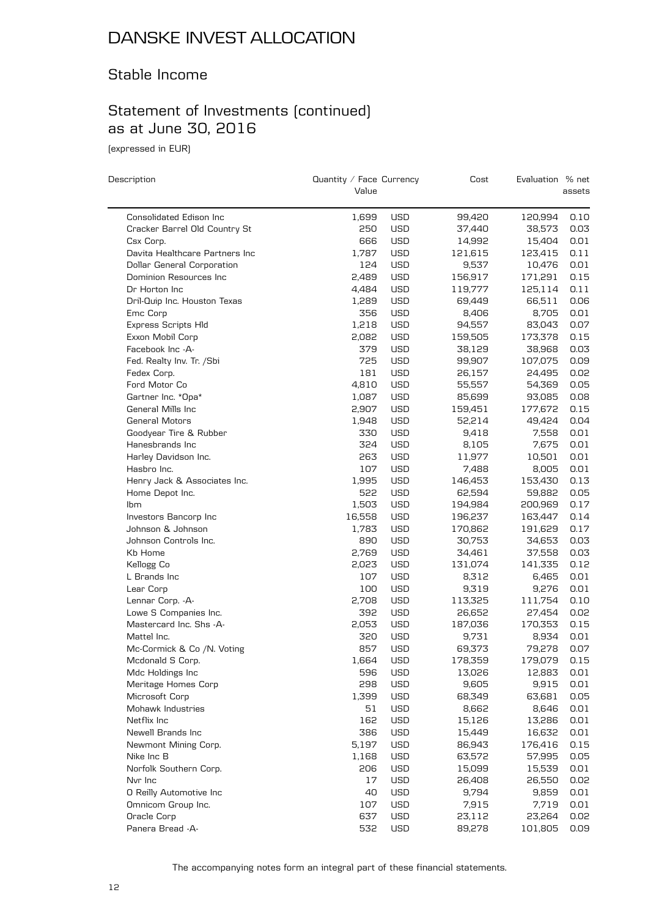# DANSKE INVEST ALLOCATION

## Stable Income

## Statement of Investments (continued) as at June 30, 2016

(expressed in EUR)

| Description | Quantity / Face Value | Currency | Cost | Evaluation | % net assets |
|---|---|---|---|---|---|
| Consolidated Edison Inc | 1,699 | USD | 99,420 | 120,994 | 0.10 |
| Cracker Barrel Old Country St | 250 | USD | 37,440 | 38,573 | 0.03 |
| Csx Corp. | 666 | USD | 14,992 | 15,404 | 0.01 |
| Davita Healthcare Partners Inc | 1,787 | USD | 121,615 | 123,415 | 0.11 |
| Dollar General Corporation | 124 | USD | 9,537 | 10,476 | 0.01 |
| Dominion Resources Inc | 2,489 | USD | 156,917 | 171,291 | 0.15 |
| Dr Horton Inc | 4,484 | USD | 119,777 | 125,114 | 0.11 |
| Dril-Quip Inc. Houston Texas | 1,289 | USD | 69,449 | 66,511 | 0.06 |
| Emc Corp | 356 | USD | 8,406 | 8,705 | 0.01 |
| Express Scripts Hld | 1,218 | USD | 94,557 | 83,043 | 0.07 |
| Exxon Mobil Corp | 2,082 | USD | 159,505 | 173,378 | 0.15 |
| Facebook Inc -A- | 379 | USD | 38,129 | 38,968 | 0.03 |
| Fed. Realty Inv. Tr. /Sbi | 725 | USD | 99,907 | 107,075 | 0.09 |
| Fedex Corp. | 181 | USD | 26,157 | 24,495 | 0.02 |
| Ford Motor Co | 4,810 | USD | 55,557 | 54,369 | 0.05 |
| Gartner Inc. *Opa* | 1,087 | USD | 85,699 | 93,085 | 0.08 |
| General Mills Inc | 2,907 | USD | 159,451 | 177,672 | 0.15 |
| General Motors | 1,948 | USD | 52,214 | 49,424 | 0.04 |
| Goodyear Tire & Rubber | 330 | USD | 9,418 | 7,558 | 0.01 |
| Hanesbrands Inc | 324 | USD | 8,105 | 7,675 | 0.01 |
| Harley Davidson Inc. | 263 | USD | 11,977 | 10,501 | 0.01 |
| Hasbro Inc. | 107 | USD | 7,488 | 8,005 | 0.01 |
| Henry Jack & Associates Inc. | 1,995 | USD | 146,453 | 153,430 | 0.13 |
| Home Depot Inc. | 522 | USD | 62,594 | 59,882 | 0.05 |
| Ibm | 1,503 | USD | 194,984 | 200,969 | 0.17 |
| Investors Bancorp Inc | 16,558 | USD | 196,237 | 163,447 | 0.14 |
| Johnson & Johnson | 1,783 | USD | 170,862 | 191,629 | 0.17 |
| Johnson Controls Inc. | 890 | USD | 30,753 | 34,653 | 0.03 |
| Kb Home | 2,769 | USD | 34,461 | 37,558 | 0.03 |
| Kellogg Co | 2,023 | USD | 131,074 | 141,335 | 0.12 |
| L Brands Inc | 107 | USD | 8,312 | 6,465 | 0.01 |
| Lear Corp | 100 | USD | 9,319 | 9,276 | 0.01 |
| Lennar Corp. -A- | 2,708 | USD | 113,325 | 111,754 | 0.10 |
| Lowe S Companies Inc. | 392 | USD | 26,652 | 27,454 | 0.02 |
| Mastercard Inc. Shs -A- | 2,053 | USD | 187,036 | 170,353 | 0.15 |
| Mattel Inc. | 320 | USD | 9,731 | 8,934 | 0.01 |
| Mc-Cormick & Co /N. Voting | 857 | USD | 69,373 | 79,278 | 0.07 |
| Mcdonald S Corp. | 1,664 | USD | 178,359 | 179,079 | 0.15 |
| Mdc Holdings Inc | 596 | USD | 13,026 | 12,883 | 0.01 |
| Meritage Homes Corp | 298 | USD | 9,605 | 9,915 | 0.01 |
| Microsoft Corp | 1,399 | USD | 68,349 | 63,681 | 0.05 |
| Mohawk Industries | 51 | USD | 8,662 | 8,646 | 0.01 |
| Netflix Inc | 162 | USD | 15,126 | 13,286 | 0.01 |
| Newell Brands Inc | 386 | USD | 15,449 | 16,632 | 0.01 |
| Newmont Mining Corp. | 5,197 | USD | 86,943 | 176,416 | 0.15 |
| Nike Inc B | 1,168 | USD | 63,572 | 57,995 | 0.05 |
| Norfolk Southern Corp. | 206 | USD | 15,099 | 15,539 | 0.01 |
| Nvr Inc | 17 | USD | 26,408 | 26,550 | 0.02 |
| O Reilly Automotive Inc | 40 | USD | 9,794 | 9,859 | 0.01 |
| Omnicom Group Inc. | 107 | USD | 7,915 | 7,719 | 0.01 |
| Oracle Corp | 637 | USD | 23,112 | 23,264 | 0.02 |
| Panera Bread -A- | 532 | USD | 89,278 | 101,805 | 0.09 |

The accompanying notes form an integral part of these financial statements.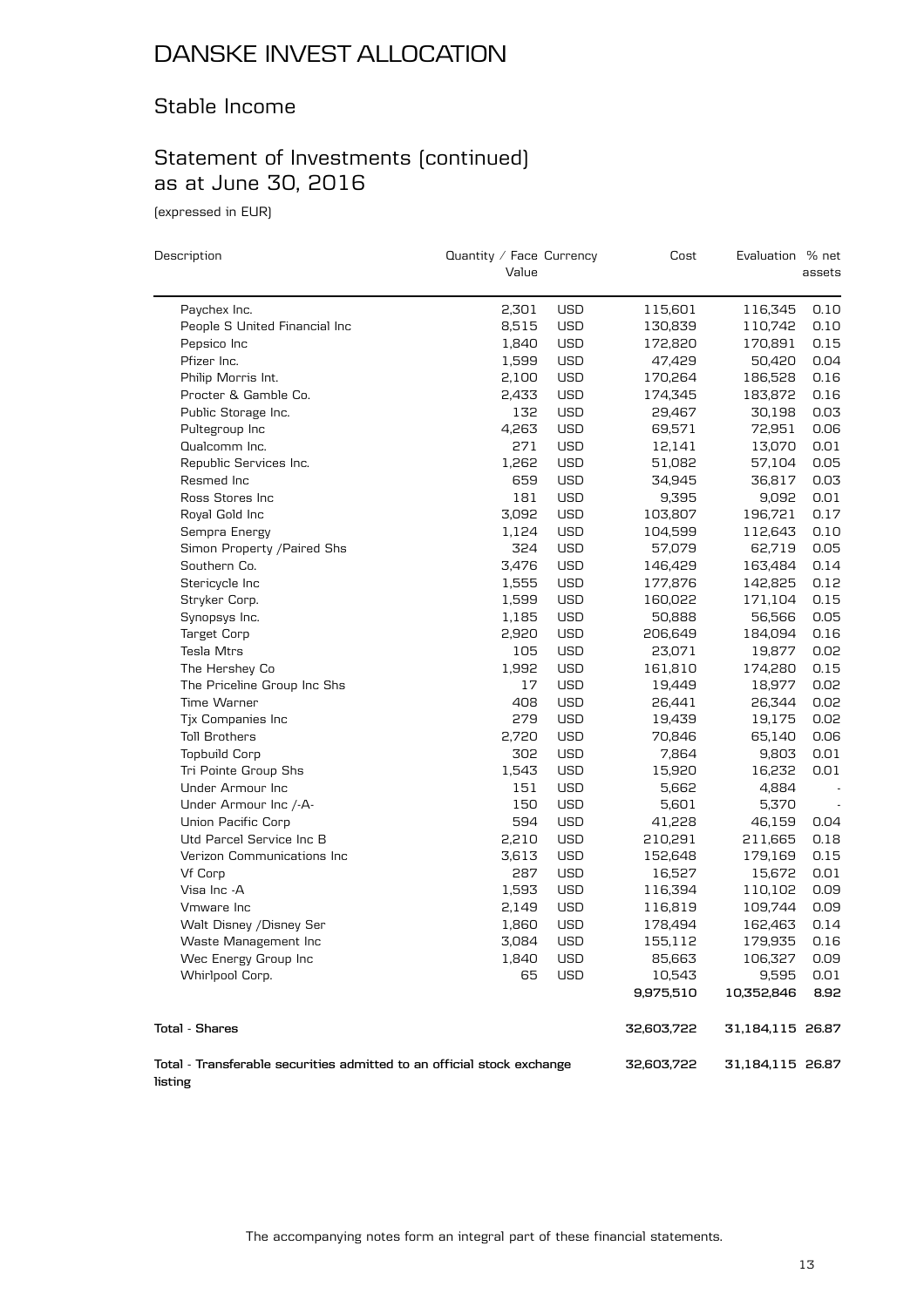# DANSKE INVEST ALLOCATION

## Stable Income

## Statement of Investments (continued) as at June 30, 2016

(expressed in EUR)

| Description | Quantity / Face Value | Currency | Cost | Evaluation | % net assets |
|---|---|---|---|---|---|
| Paychex Inc. | 2,301 | USD | 115,601 | 116,345 | 0.10 |
| People S United Financial Inc | 8,515 | USD | 130,839 | 110,742 | 0.10 |
| Pepsico Inc | 1,840 | USD | 172,820 | 170,891 | 0.15 |
| Pfizer Inc. | 1,599 | USD | 47,429 | 50,420 | 0.04 |
| Philip Morris Int. | 2,100 | USD | 170,264 | 186,528 | 0.16 |
| Procter & Gamble Co. | 2,433 | USD | 174,345 | 183,872 | 0.16 |
| Public Storage Inc. | 132 | USD | 29,467 | 30,198 | 0.03 |
| Pultegroup Inc | 4,263 | USD | 69,571 | 72,951 | 0.06 |
| Qualcomm Inc. | 271 | USD | 12,141 | 13,070 | 0.01 |
| Republic Services Inc. | 1,262 | USD | 51,082 | 57,104 | 0.05 |
| Resmed Inc | 659 | USD | 34,945 | 36,817 | 0.03 |
| Ross Stores Inc | 181 | USD | 9,395 | 9,092 | 0.01 |
| Royal Gold Inc | 3,092 | USD | 103,807 | 196,721 | 0.17 |
| Sempra Energy | 1,124 | USD | 104,599 | 112,643 | 0.10 |
| Simon Property /Paired Shs | 324 | USD | 57,079 | 62,719 | 0.05 |
| Southern Co. | 3,476 | USD | 146,429 | 163,484 | 0.14 |
| Stericycle Inc | 1,555 | USD | 177,876 | 142,825 | 0.12 |
| Stryker Corp. | 1,599 | USD | 160,022 | 171,104 | 0.15 |
| Synopsys Inc. | 1,185 | USD | 50,888 | 56,566 | 0.05 |
| Target Corp | 2,920 | USD | 206,649 | 184,094 | 0.16 |
| Tesla Mtrs | 105 | USD | 23,071 | 19,877 | 0.02 |
| The Hershey Co | 1,992 | USD | 161,810 | 174,280 | 0.15 |
| The Priceline Group Inc Shs | 17 | USD | 19,449 | 18,977 | 0.02 |
| Time Warner | 408 | USD | 26,441 | 26,344 | 0.02 |
| Tjx Companies Inc | 279 | USD | 19,439 | 19,175 | 0.02 |
| Toll Brothers | 2,720 | USD | 70,846 | 65,140 | 0.06 |
| Topbuild Corp | 302 | USD | 7,864 | 9,803 | 0.01 |
| Tri Pointe Group Shs | 1,543 | USD | 15,920 | 16,232 | 0.01 |
| Under Armour Inc | 151 | USD | 5,662 | 4,884 | - |
| Under Armour Inc /-A- | 150 | USD | 5,601 | 5,370 | - |
| Union Pacific Corp | 594 | USD | 41,228 | 46,159 | 0.04 |
| Utd Parcel Service Inc B | 2,210 | USD | 210,291 | 211,665 | 0.18 |
| Verizon Communications Inc | 3,613 | USD | 152,648 | 179,169 | 0.15 |
| Vf Corp | 287 | USD | 16,527 | 15,672 | 0.01 |
| Visa Inc -A | 1,593 | USD | 116,394 | 110,102 | 0.09 |
| Vmware Inc | 2,149 | USD | 116,819 | 109,744 | 0.09 |
| Walt Disney /Disney Ser | 1,860 | USD | 178,494 | 162,463 | 0.14 |
| Waste Management Inc | 3,084 | USD | 155,112 | 179,935 | 0.16 |
| Wec Energy Group Inc | 1,840 | USD | 85,663 | 106,327 | 0.09 |
| Whirlpool Corp. | 65 | USD | 10,543 | 9,595 | 0.01 |
| | | | **9,975,510** | **10,352,846** | **8.92** |
| **Total - Shares** | | | **32,603,722** | **31,184,115** | **26.87** |
| **Total - Transferable securities admitted to an official stock exchange listing** | | | **32,603,722** | **31,184,115** | **26.87** |

The accompanying notes form an integral part of these financial statements.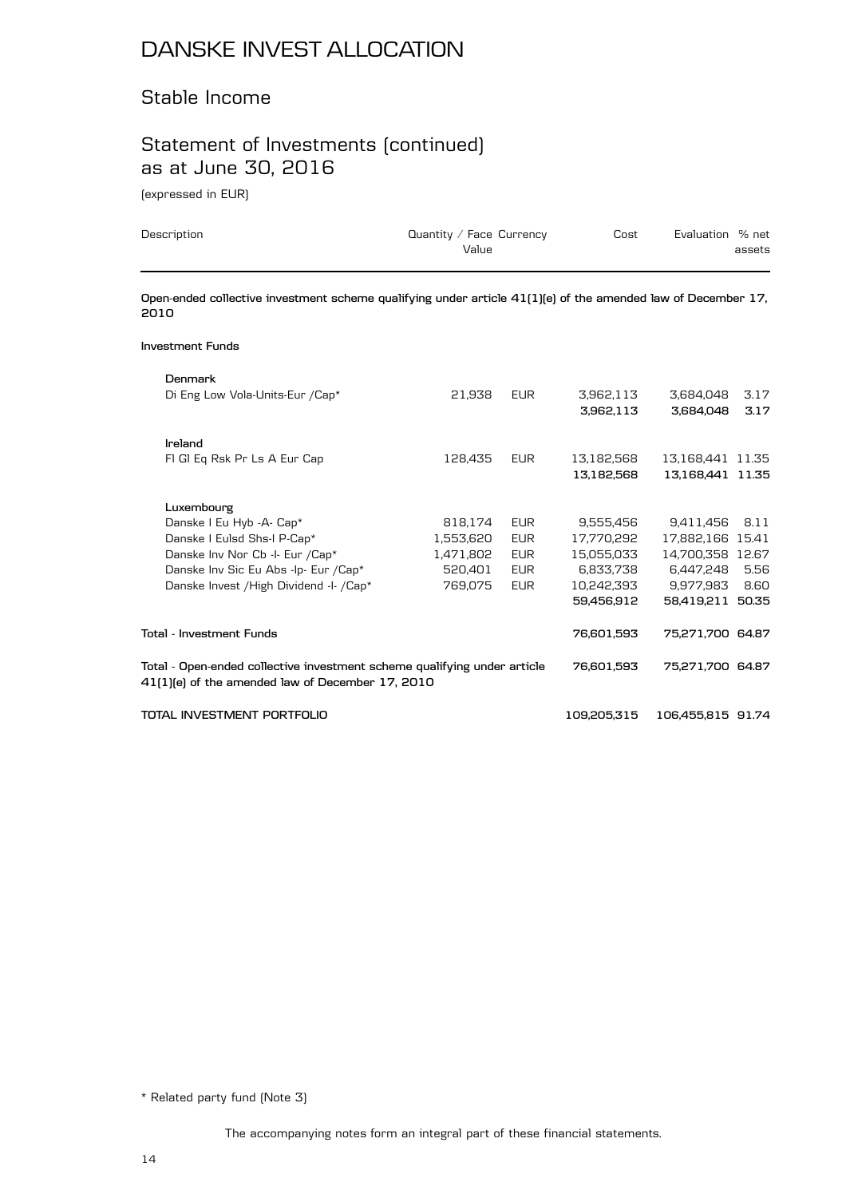# DANSKE INVEST ALLOCATION

## Stable Income

## Statement of Investments (continued) as at June 30, 2016

(expressed in EUR)

| Description | Quantity / Face Value | Currency | Cost | Evaluation | % net assets |
|---|---|---|---|---|---|
| **Open-ended collective investment scheme qualifying under article 41(1)(e) of the amended law of December 17, 2010** | | | | | |
| **Investment Funds** | | | | | |
| **Denmark** | | | | | |
| Di Eng Low Vola-Units-Eur /Cap* | 21,938 | EUR | 3,962,113 | 3,684,048 | 3.17 |
| | | | **3,962,113** | **3,684,048** | **3.17** |
| **Ireland** | | | | | |
| Fl Gl Eq Rsk Pr Ls A Eur Cap | 128,435 | EUR | 13,182,568 | 13,168,441 | 11.35 |
| | | | **13,182,568** | **13,168,441** | **11.35** |
| **Luxembourg** | | | | | |
| Danske I Eu Hyb -A- Cap* | 818,174 | EUR | 9,555,456 | 9,411,456 | 8.11 |
| Danske I Eulsd Shs-I P-Cap* | 1,553,620 | EUR | 17,770,292 | 17,882,166 | 15.41 |
| Danske Inv Nor Cb -I- Eur /Cap* | 1,471,802 | EUR | 15,055,033 | 14,700,358 | 12.67 |
| Danske Inv Sic Eu Abs -Ip- Eur /Cap* | 520,401 | EUR | 6,833,738 | 6,447,248 | 5.56 |
| Danske Invest /High Dividend -I- /Cap* | 769,075 | EUR | 10,242,393 | 9,977,983 | 8.60 |
| | | | **59,456,912** | **58,419,211** | **50.35** |
| **Total - Investment Funds** | | | **76,601,593** | **75,271,700** | **64.87** |
| **Total - Open-ended collective investment scheme qualifying under article 41(1)(e) of the amended law of December 17, 2010** | | | **76,601,593** | **75,271,700** | **64.87** |
| **TOTAL INVESTMENT PORTFOLIO** | | | **109,205,315** | **106,455,815** | **91.74** |

* Related party fund (Note 3)

The accompanying notes form an integral part of these financial statements.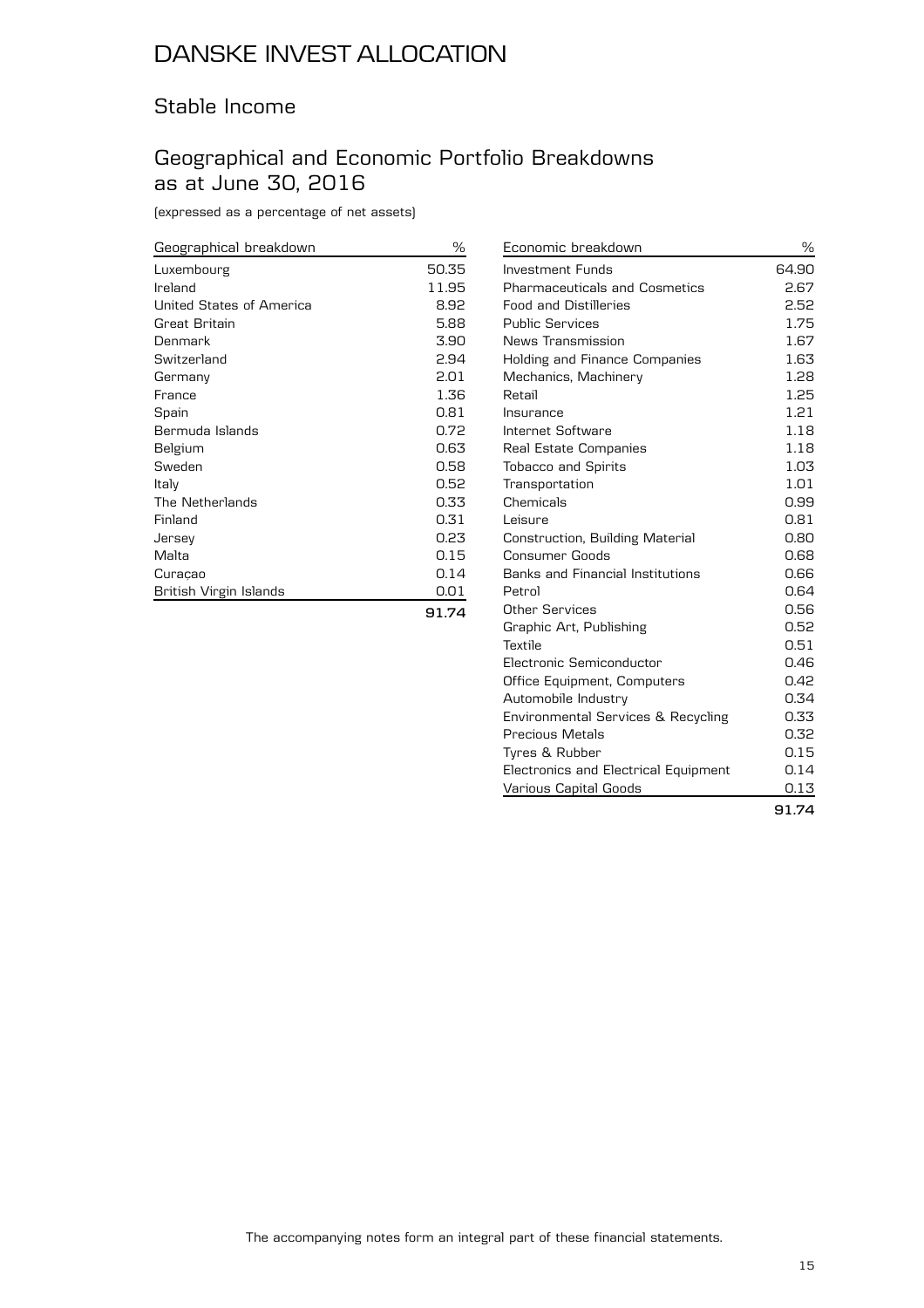# DANSKE INVEST ALLOCATION

## Stable Income

## Geographical and Economic Portfolio Breakdowns as at June 30, 2016

(expressed as a percentage of net assets)

| Geographical breakdown | % |
|---|---|
| Luxembourg | 50.35 |
| Ireland | 11.95 |
| United States of America | 8.92 |
| Great Britain | 5.88 |
| Denmark | 3.90 |
| Switzerland | 2.94 |
| Germany | 2.01 |
| France | 1.36 |
| Spain | 0.81 |
| Bermuda Islands | 0.72 |
| Belgium | 0.63 |
| Sweden | 0.58 |
| Italy | 0.52 |
| The Netherlands | 0.33 |
| Finland | 0.31 |
| Jersey | 0.23 |
| Malta | 0.15 |
| Curaçao | 0.14 |
| British Virgin Islands | 0.01 |
| | **91.74** |

| Economic breakdown | % |
|---|---|
| Investment Funds | 64.90 |
| Pharmaceuticals and Cosmetics | 2.67 |
| Food and Distilleries | 2.52 |
| Public Services | 1.75 |
| News Transmission | 1.67 |
| Holding and Finance Companies | 1.63 |
| Mechanics, Machinery | 1.28 |
| Retail | 1.25 |
| Insurance | 1.21 |
| Internet Software | 1.18 |
| Real Estate Companies | 1.18 |
| Tobacco and Spirits | 1.03 |
| Transportation | 1.01 |
| Chemicals | 0.99 |
| Leisure | 0.81 |
| Construction, Building Material | 0.80 |
| Consumer Goods | 0.68 |
| Banks and Financial Institutions | 0.66 |
| Petrol | 0.64 |
| Other Services | 0.56 |
| Graphic Art, Publishing | 0.52 |
| Textile | 0.51 |
| Electronic Semiconductor | 0.46 |
| Office Equipment, Computers | 0.42 |
| Automobile Industry | 0.34 |
| Environmental Services & Recycling | 0.33 |
| Precious Metals | 0.32 |
| Tyres & Rubber | 0.15 |
| Electronics and Electrical Equipment | 0.14 |
| Various Capital Goods | 0.13 |
| | **91.74** |

The accompanying notes form an integral part of these financial statements.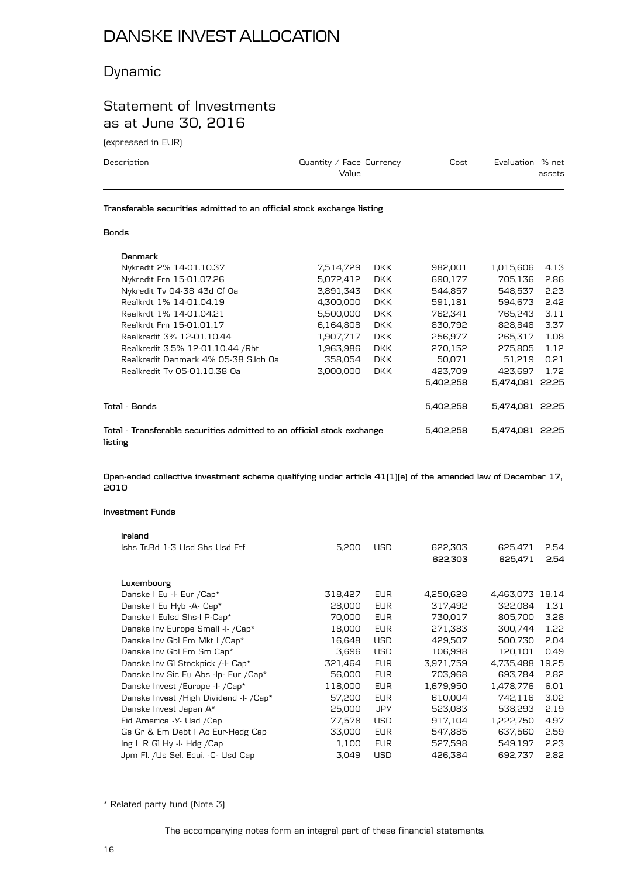# DANSKE INVEST ALLOCATION

## Dynamic

## Statement of Investments as at June 30, 2016

(expressed in EUR)

| Description | Quantity / Face Value | Currency | Cost | Evaluation | % net assets |
|---|---|---|---|---|---|
| **Transferable securities admitted to an official stock exchange listing** | | | | | |
| **Bonds** | | | | | |
| **Denmark** | | | | | |
| Nykredit 2% 14-01.10.37 | 7,514,729 | DKK | 982,001 | 1,015,606 | 4.13 |
| Nykredit Frn 15-01.07.26 | 5,072,412 | DKK | 690,177 | 705,136 | 2.86 |
| Nykredit Tv 04-38 43d Cf Oa | 3,891,343 | DKK | 544,857 | 548,537 | 2.23 |
| Realkrdt 1% 14-01.04.19 | 4,300,000 | DKK | 591,181 | 594,673 | 2.42 |
| Realkrdt 1% 14-01.04.21 | 5,500,000 | DKK | 762,341 | 765,243 | 3.11 |
| Realkrdt Frn 15-01.01.17 | 6,164,808 | DKK | 830,792 | 828,848 | 3.37 |
| Realkredit 3% 12-01.10.44 | 1,907,717 | DKK | 256,977 | 265,317 | 1.08 |
| Realkredit 3.5% 12-01.10.44 /Rbt | 1,963,986 | DKK | 270,152 | 275,805 | 1.12 |
| Realkredit Danmark 4% 05-38 S.loh Oa | 358,054 | DKK | 50,071 | 51,219 | 0.21 |
| Realkredit Tv 05-01.10.38 Oa | 3,000,000 | DKK | 423,709 | 423,697 | 1.72 |
| | | | **5,402,258** | **5,474,081** | **22.25** |
| **Total - Bonds** | | | **5,402,258** | **5,474,081** | **22.25** |
| **Total - Transferable securities admitted to an official stock exchange listing** | | | **5,402,258** | **5,474,081** | **22.25** |
| **Open-ended collective investment scheme qualifying under article 41(1)(e) of the amended law of December 17, 2010** | | | | | |
| **Investment Funds** | | | | | |
| **Ireland** | | | | | |
| Ishs Tr.Bd 1-3 Usd Shs Usd Etf | 5,200 | USD | 622,303 | 625,471 | 2.54 |
| | | | **622,303** | **625,471** | **2.54** |
| **Luxembourg** | | | | | |
| Danske I Eu -I- Eur /Cap* | 318,427 | EUR | 4,250,628 | 4,463,073 | 18.14 |
| Danske I Eu Hyb -A- Cap* | 28,000 | EUR | 317,492 | 322,084 | 1.31 |
| Danske I Eulsd Shs-I P-Cap* | 70,000 | EUR | 730,017 | 805,700 | 3.28 |
| Danske Inv Europe Small -I- /Cap* | 18,000 | EUR | 271,383 | 300,744 | 1.22 |
| Danske Inv Gbl Em Mkt I /Cap* | 16,648 | USD | 429,507 | 500,730 | 2.04 |
| Danske Inv Gbl Em Sm Cap* | 3,696 | USD | 106,998 | 120,101 | 0.49 |
| Danske Inv Gl Stockpick /-I- Cap* | 321,464 | EUR | 3,971,759 | 4,735,488 | 19.25 |
| Danske Inv Sic Eu Abs -Ip- Eur /Cap* | 56,000 | EUR | 703,968 | 693,784 | 2.82 |
| Danske Invest /Europe -I- /Cap* | 118,000 | EUR | 1,679,950 | 1,478,776 | 6.01 |
| Danske Invest /High Dividend -I- /Cap* | 57,200 | EUR | 610,004 | 742,116 | 3.02 |
| Danske Invest Japan A* | 25,000 | JPY | 523,083 | 538,293 | 2.19 |
| Fid America -Y- Usd /Cap | 77,578 | USD | 917,104 | 1,222,750 | 4.97 |
| Gs Gr & Em Debt I Ac Eur-Hedg Cap | 33,000 | EUR | 547,885 | 637,560 | 2.59 |
| Ing L R Gl Hy -I- Hdg /Cap | 1,100 | EUR | 527,598 | 549,197 | 2.23 |
| Jpm Fl. /Us Sel. Equi. -C- Usd Cap | 3,049 | USD | 426,384 | 692,737 | 2.82 |

* Related party fund (Note 3)

The accompanying notes form an integral part of these financial statements.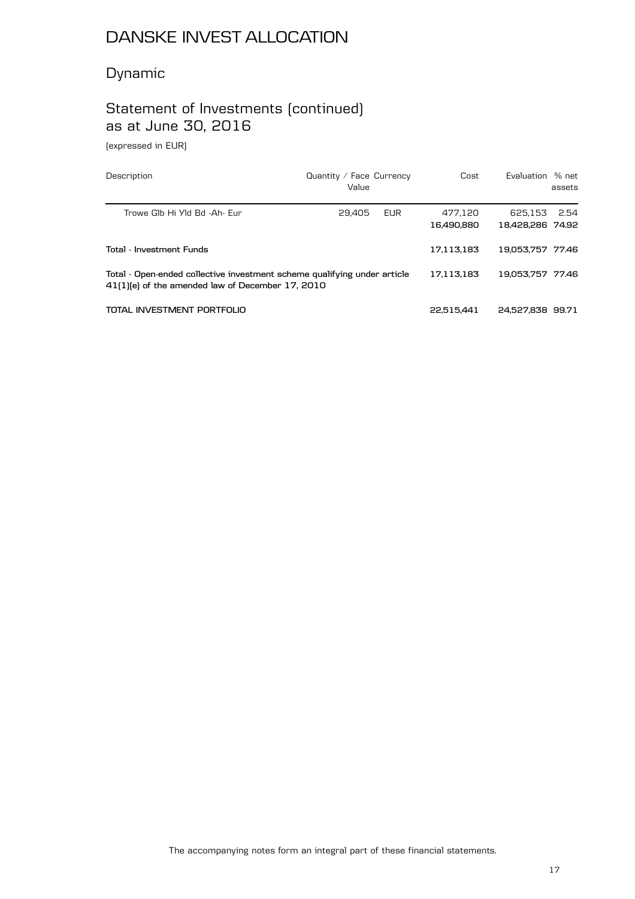# DANSKE INVEST ALLOCATION

## Dynamic

## Statement of Investments (continued) as at June 30, 2016

(expressed in EUR)

| Description | Quantity / Face Value | Currency | Cost | Evaluation | % net assets |
|---|---|---|---|---|---|
| Trowe Glb Hi Yld Bd -Ah- Eur | 29,405 | EUR | 477,120 | 625,153 | 2.54 |
| | | | **16,490,880** | **18,428,286** | **74.92** |
| **Total - Investment Funds** | | | **17,113,183** | **19,053,757** | **77.46** |
| **Total - Open-ended collective investment scheme qualifying under article 41(1)(e) of the amended law of December 17, 2010** | | | **17,113,183** | **19,053,757** | **77.46** |
| **TOTAL INVESTMENT PORTFOLIO** | | | **22,515,441** | **24,527,838** | **99.71** |

The accompanying notes form an integral part of these financial statements.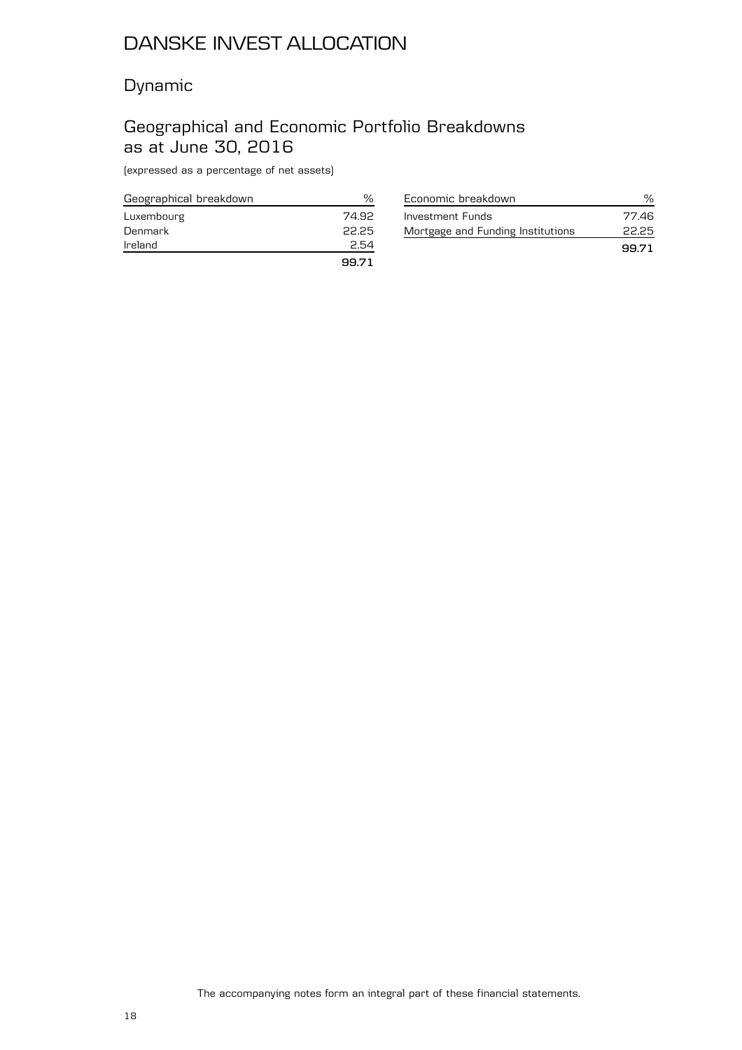# DANSKE INVEST ALLOCATION

## Dynamic

## Geographical and Economic Portfolio Breakdowns as at June 30, 2016

(expressed as a percentage of net assets)

| Geographical breakdown | % |
|---|---|
| Luxembourg | 74.92 |
| Denmark | 22.25 |
| Ireland | 2.54 |
| | **99.71** |

| Economic breakdown | % |
|---|---|
| Investment Funds | 77.46 |
| Mortgage and Funding Institutions | 22.25 |
| | **99.71** |

The accompanying notes form an integral part of these financial statements.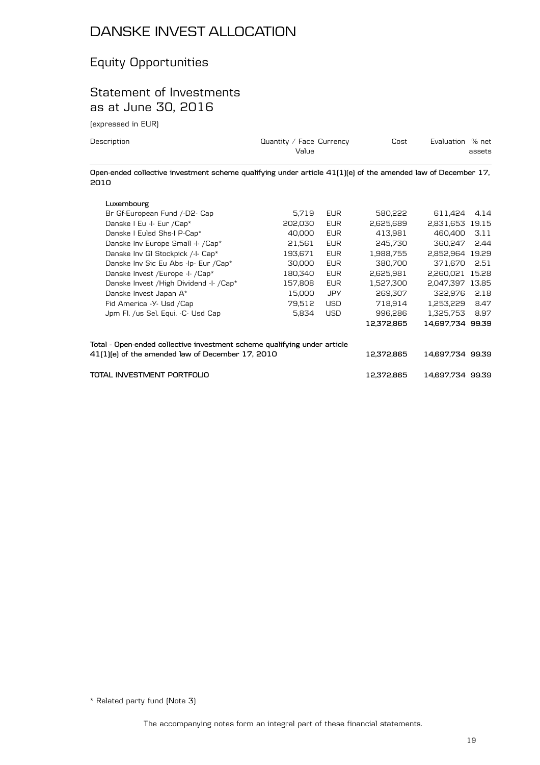# DANSKE INVEST ALLOCATION

## Equity Opportunities

## Statement of Investments as at June 30, 2016

(expressed in EUR)

| Description | Quantity / Face Value | Currency | Cost | Evaluation | % net assets |
|---|---|---|---|---|---|
| **Open-ended collective investment scheme qualifying under article 41(1)(e) of the amended law of December 17, 2010** | | | | | |
| **Luxembourg** | | | | | |
| Br Gf-European Fund /-D2- Cap | 5,719 | EUR | 580,222 | 611,424 | 4.14 |
| Danske I Eu -I- Eur /Cap* | 202,030 | EUR | 2,625,689 | 2,831,653 | 19.15 |
| Danske I Eulsd Shs-I P-Cap* | 40,000 | EUR | 413,981 | 460,400 | 3.11 |
| Danske Inv Europe Small -I- /Cap* | 21,561 | EUR | 245,730 | 360,247 | 2.44 |
| Danske Inv Gl Stockpick /-I- Cap* | 193,671 | EUR | 1,988,755 | 2,852,964 | 19.29 |
| Danske Inv Sic Eu Abs -Ip- Eur /Cap* | 30,000 | EUR | 380,700 | 371,670 | 2.51 |
| Danske Invest /Europe -I- /Cap* | 180,340 | EUR | 2,625,981 | 2,260,021 | 15.28 |
| Danske Invest /High Dividend -I- /Cap* | 157,808 | EUR | 1,527,300 | 2,047,397 | 13.85 |
| Danske Invest Japan A* | 15,000 | JPY | 269,307 | 322,976 | 2.18 |
| Fid America -Y- Usd /Cap | 79,512 | USD | 718,914 | 1,253,229 | 8.47 |
| Jpm Fl. /us Sel. Equi. -C- Usd Cap | 5,834 | USD | 996,286 | 1,325,753 | 8.97 |
| | | | **12,372,865** | **14,697,734** | **99.39** |
| **Total - Open-ended collective investment scheme qualifying under article 41(1)(e) of the amended law of December 17, 2010** | | | **12,372,865** | **14,697,734** | **99.39** |
| **TOTAL INVESTMENT PORTFOLIO** | | | **12,372,865** | **14,697,734** | **99.39** |

\* Related party fund (Note 3)

The accompanying notes form an integral part of these financial statements.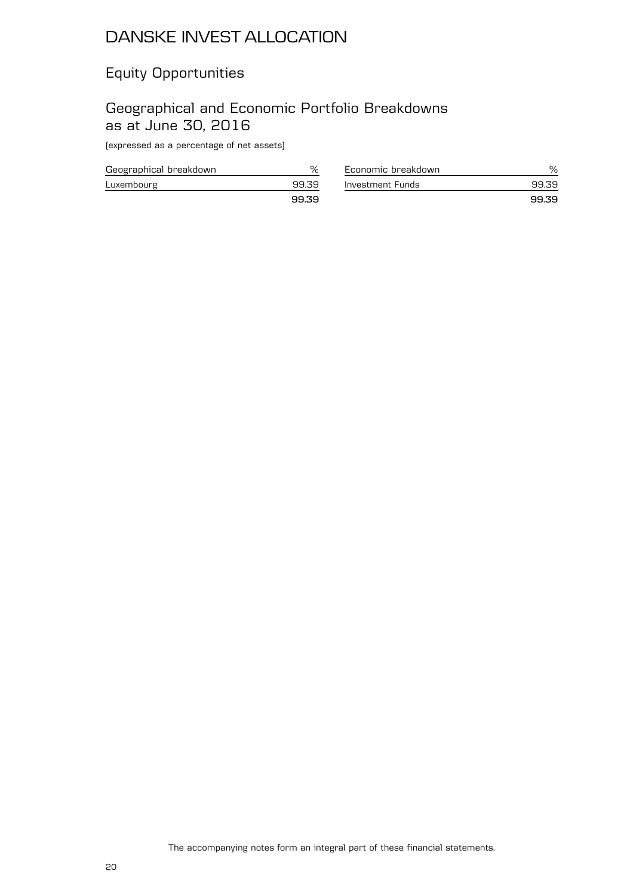# DANSKE INVEST ALLOCATION

## Equity Opportunities

## Geographical and Economic Portfolio Breakdowns as at June 30, 2016

(expressed as a percentage of net assets)

| Geographical breakdown | % |
|---|---|
| Luxembourg | 99.39 |
| | **99.39** |

| Economic breakdown | % |
|---|---|
| Investment Funds | 99.39 |
| | **99.39** |

The accompanying notes form an integral part of these financial statements.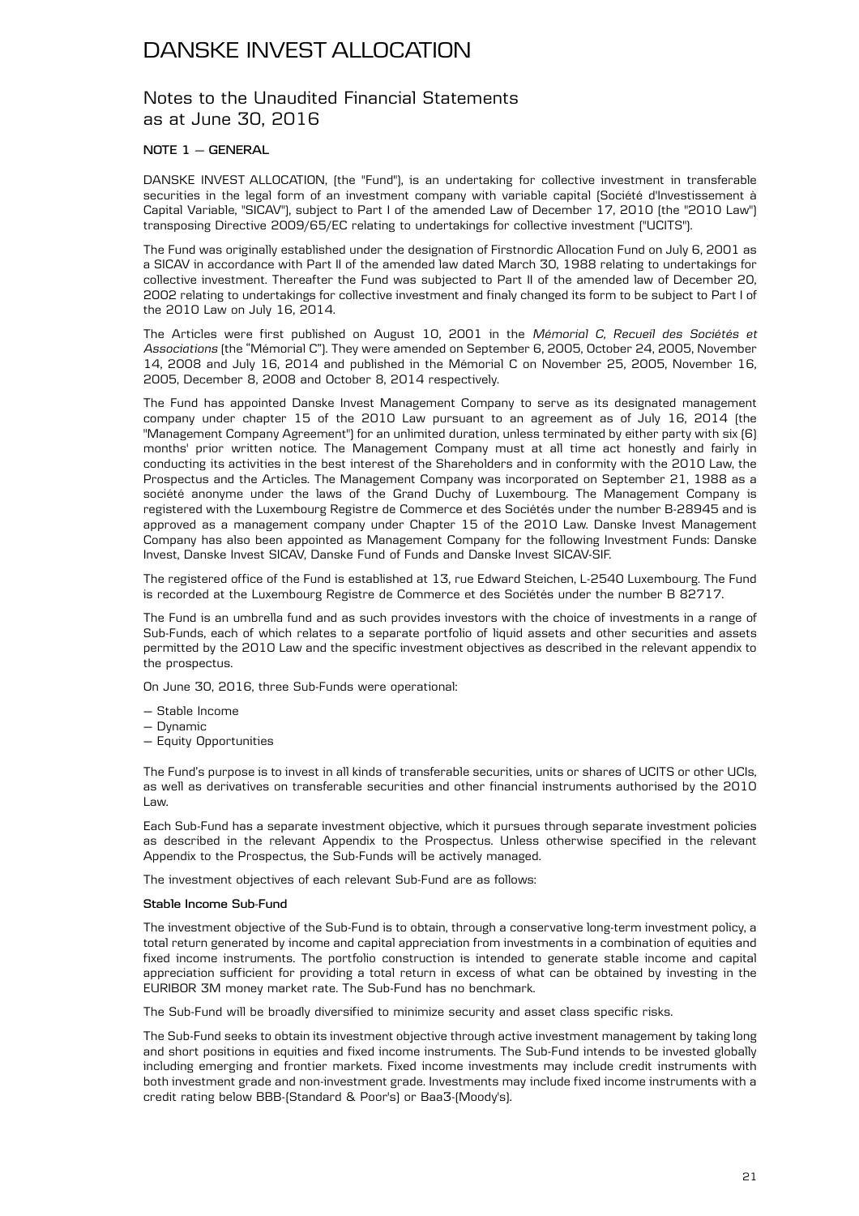# DANSKE INVEST ALLOCATION

## Notes to the Unaudited Financial Statements as at June 30, 2016

### NOTE 1 – GENERAL

DANSKE INVEST ALLOCATION, (the "Fund"), is an undertaking for collective investment in transferable securities in the legal form of an investment company with variable capital (Société d'Investissement à Capital Variable, "SICAV"), subject to Part I of the amended Law of December 17, 2010 (the "2010 Law") transposing Directive 2009/65/EC relating to undertakings for collective investment ("UCITS").

The Fund was originally established under the designation of Firstnordic Allocation Fund on July 6, 2001 as a SICAV in accordance with Part II of the amended law dated March 30, 1988 relating to undertakings for collective investment. Thereafter the Fund was subjected to Part II of the amended law of December 20, 2002 relating to undertakings for collective investment and finaly changed its form to be subject to Part I of the 2010 Law on July 16, 2014.

The Articles were first published on August 10, 2001 in the *Mémorial C, Recueil des Sociétés et Associations* (the "Mémorial C"). They were amended on September 6, 2005, October 24, 2005, November 14, 2008 and July 16, 2014 and published in the Mémorial C on November 25, 2005, November 16, 2005, December 8, 2008 and October 8, 2014 respectively.

The Fund has appointed Danske Invest Management Company to serve as its designated management company under chapter 15 of the 2010 Law pursuant to an agreement as of July 16, 2014 (the "Management Company Agreement") for an unlimited duration, unless terminated by either party with six (6) months' prior written notice. The Management Company must at all time act honestly and fairly in conducting its activities in the best interest of the Shareholders and in conformity with the 2010 Law, the Prospectus and the Articles. The Management Company was incorporated on September 21, 1988 as a société anonyme under the laws of the Grand Duchy of Luxembourg. The Management Company is registered with the Luxembourg Registre de Commerce et des Sociétés under the number B-28945 and is approved as a management company under Chapter 15 of the 2010 Law. Danske Invest Management Company has also been appointed as Management Company for the following Investment Funds: Danske Invest, Danske Invest SICAV, Danske Fund of Funds and Danske Invest SICAV-SIF.

The registered office of the Fund is established at 13, rue Edward Steichen, L-2540 Luxembourg. The Fund is recorded at the Luxembourg Registre de Commerce et des Sociétés under the number B 82717.

The Fund is an umbrella fund and as such provides investors with the choice of investments in a range of Sub-Funds, each of which relates to a separate portfolio of liquid assets and other securities and assets permitted by the 2010 Law and the specific investment objectives as described in the relevant appendix to the prospectus.

On June 30, 2016, three Sub-Funds were operational:

- Stable Income
- Dynamic
- Equity Opportunities

The Fund's purpose is to invest in all kinds of transferable securities, units or shares of UCITS or other UCIs, as well as derivatives on transferable securities and other financial instruments authorised by the 2010 Law.

Each Sub-Fund has a separate investment objective, which it pursues through separate investment policies as described in the relevant Appendix to the Prospectus. Unless otherwise specified in the relevant Appendix to the Prospectus, the Sub-Funds will be actively managed.

The investment objectives of each relevant Sub-Fund are as follows:

**Stable Income Sub-Fund**

The investment objective of the Sub-Fund is to obtain, through a conservative long-term investment policy, a total return generated by income and capital appreciation from investments in a combination of equities and fixed income instruments. The portfolio construction is intended to generate stable income and capital appreciation sufficient for providing a total return in excess of what can be obtained by investing in the EURIBOR 3M money market rate. The Sub-Fund has no benchmark.

The Sub-Fund will be broadly diversified to minimize security and asset class specific risks.

The Sub-Fund seeks to obtain its investment objective through active investment management by taking long and short positions in equities and fixed income instruments. The Sub-Fund intends to be invested globally including emerging and frontier markets. Fixed income investments may include credit instruments with both investment grade and non-investment grade. Investments may include fixed income instruments with a credit rating below BBB-(Standard & Poor's) or Baa3-(Moody's).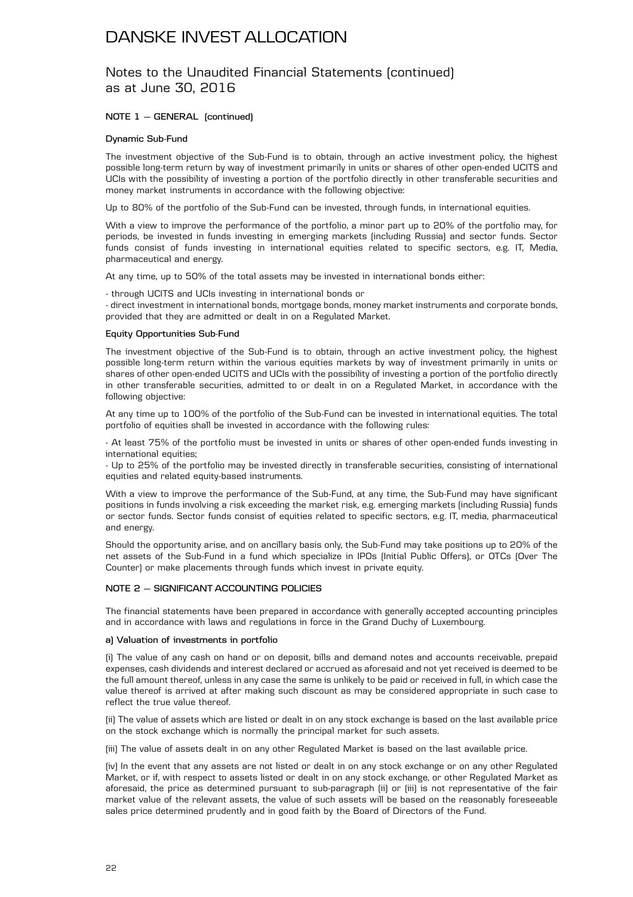# DANSKE INVEST ALLOCATION

## Notes to the Unaudited Financial Statements (continued) as at June 30, 2016

### NOTE 1 – GENERAL (continued)

#### Dynamic Sub-Fund

The investment objective of the Sub-Fund is to obtain, through an active investment policy, the highest possible long-term return by way of investment primarily in units or shares of other open-ended UCITS and UCIs with the possibility of investing a portion of the portfolio directly in other transferable securities and money market instruments in accordance with the following objective:

Up to 80% of the portfolio of the Sub-Fund can be invested, through funds, in international equities.

With a view to improve the performance of the portfolio, a minor part up to 20% of the portfolio may, for periods, be invested in funds investing in emerging markets (including Russia) and sector funds. Sector funds consist of funds investing in international equities related to specific sectors, e.g. IT, Media, pharmaceutical and energy.

At any time, up to 50% of the total assets may be invested in international bonds either:

- through UCITS and UCIs investing in international bonds or
- direct investment in international bonds, mortgage bonds, money market instruments and corporate bonds, provided that they are admitted or dealt in on a Regulated Market.

#### Equity Opportunities Sub-Fund

The investment objective of the Sub-Fund is to obtain, through an active investment policy, the highest possible long-term return within the various equities markets by way of investment primarily in units or shares of other open-ended UCITS and UCIs with the possibility of investing a portion of the portfolio directly in other transferable securities, admitted to or dealt in on a Regulated Market, in accordance with the following objective:

At any time up to 100% of the portfolio of the Sub-Fund can be invested in international equities. The total portfolio of equities shall be invested in accordance with the following rules:

- At least 75% of the portfolio must be invested in units or shares of other open-ended funds investing in international equities;
- Up to 25% of the portfolio may be invested directly in transferable securities, consisting of international equities and related equity-based instruments.

With a view to improve the performance of the Sub-Fund, at any time, the Sub-Fund may have significant positions in funds involving a risk exceeding the market risk, e.g. emerging markets (including Russia) funds or sector funds. Sector funds consist of equities related to specific sectors, e.g. IT, media, pharmaceutical and energy.

Should the opportunity arise, and on ancillary basis only, the Sub-Fund may take positions up to 20% of the net assets of the Sub-Fund in a fund which specialize in IPOs (Initial Public Offers), or OTCs (Over The Counter) or make placements through funds which invest in private equity.

### NOTE 2 – SIGNIFICANT ACCOUNTING POLICIES

The financial statements have been prepared in accordance with generally accepted accounting principles and in accordance with laws and regulations in force in the Grand Duchy of Luxembourg.

#### a) Valuation of investments in portfolio

(i) The value of any cash on hand or on deposit, bills and demand notes and accounts receivable, prepaid expenses, cash dividends and interest declared or accrued as aforesaid and not yet received is deemed to be the full amount thereof, unless in any case the same is unlikely to be paid or received in full, in which case the value thereof is arrived at after making such discount as may be considered appropriate in such case to reflect the true value thereof.

(ii) The value of assets which are listed or dealt in on any stock exchange is based on the last available price on the stock exchange which is normally the principal market for such assets.

(iii) The value of assets dealt in on any other Regulated Market is based on the last available price.

(iv) In the event that any assets are not listed or dealt in on any stock exchange or on any other Regulated Market, or if, with respect to assets listed or dealt in on any stock exchange, or other Regulated Market as aforesaid, the price as determined pursuant to sub-paragraph (ii) or (iii) is not representative of the fair market value of the relevant assets, the value of such assets will be based on the reasonably foreseeable sales price determined prudently and in good faith by the Board of Directors of the Fund.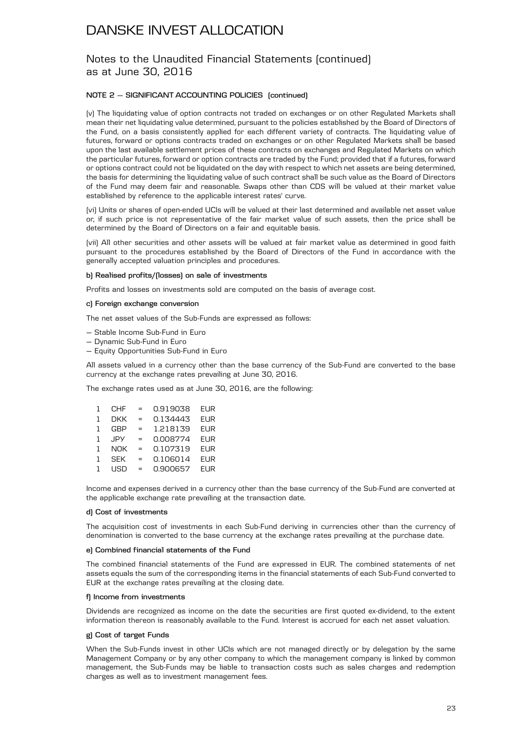# DANSKE INVEST ALLOCATION

## Notes to the Unaudited Financial Statements (continued) as at June 30, 2016

### NOTE 2 – SIGNIFICANT ACCOUNTING POLICIES (continued)

(v) The liquidating value of option contracts not traded on exchanges or on other Regulated Markets shall mean their net liquidating value determined, pursuant to the policies established by the Board of Directors of the Fund, on a basis consistently applied for each different variety of contracts. The liquidating value of futures, forward or options contracts traded on exchanges or on other Regulated Markets shall be based upon the last available settlement prices of these contracts on exchanges and Regulated Markets on which the particular futures, forward or option contracts are traded by the Fund; provided that if a futures, forward or options contract could not be liquidated on the day with respect to which net assets are being determined, the basis for determining the liquidating value of such contract shall be such value as the Board of Directors of the Fund may deem fair and reasonable. Swaps other than CDS will be valued at their market value established by reference to the applicable interest rates' curve.

(vi) Units or shares of open-ended UCIs will be valued at their last determined and available net asset value or, if such price is not representative of the fair market value of such assets, then the price shall be determined by the Board of Directors on a fair and equitable basis.

(vii) All other securities and other assets will be valued at fair market value as determined in good faith pursuant to the procedures established by the Board of Directors of the Fund in accordance with the generally accepted valuation principles and procedures.

#### b) Realised profits/(losses) on sale of investments

Profits and losses on investments sold are computed on the basis of average cost.

#### c) Foreign exchange conversion

The net asset values of the Sub-Funds are expressed as follows:

- Stable Income Sub-Fund in Euro
- Dynamic Sub-Fund in Euro
- Equity Opportunities Sub-Fund in Euro

All assets valued in a currency other than the base currency of the Sub-Fund are converted to the base currency at the exchange rates prevailing at June 30, 2016.

The exchange rates used as at June 30, 2016, are the following:

| | | | | |
|---|---|---|---|---|
| 1 | CHF | = | 0.919038 | EUR |
| 1 | DKK | = | 0.134443 | EUR |
| 1 | GBP | = | 1.218139 | EUR |
| 1 | JPY | = | 0.008774 | EUR |
| 1 | NOK | = | 0.107319 | EUR |
| 1 | SEK | = | 0.106014 | EUR |
| 1 | USD | = | 0.900657 | EUR |

Income and expenses derived in a currency other than the base currency of the Sub-Fund are converted at the applicable exchange rate prevailing at the transaction date.

#### d) Cost of investments

The acquisition cost of investments in each Sub-Fund deriving in currencies other than the currency of denomination is converted to the base currency at the exchange rates prevailing at the purchase date.

#### e) Combined financial statements of the Fund

The combined financial statements of the Fund are expressed in EUR. The combined statements of net assets equals the sum of the corresponding items in the financial statements of each Sub-Fund converted to EUR at the exchange rates prevailing at the closing date.

#### f) Income from investments

Dividends are recognized as income on the date the securities are first quoted ex-dividend, to the extent information thereon is reasonably available to the Fund. Interest is accrued for each net asset valuation.

#### g) Cost of target Funds

When the Sub-Funds invest in other UCIs which are not managed directly or by delegation by the same Management Company or by any other company to which the management company is linked by common management, the Sub-Funds may be liable to transaction costs such as sales charges and redemption charges as well as to investment management fees.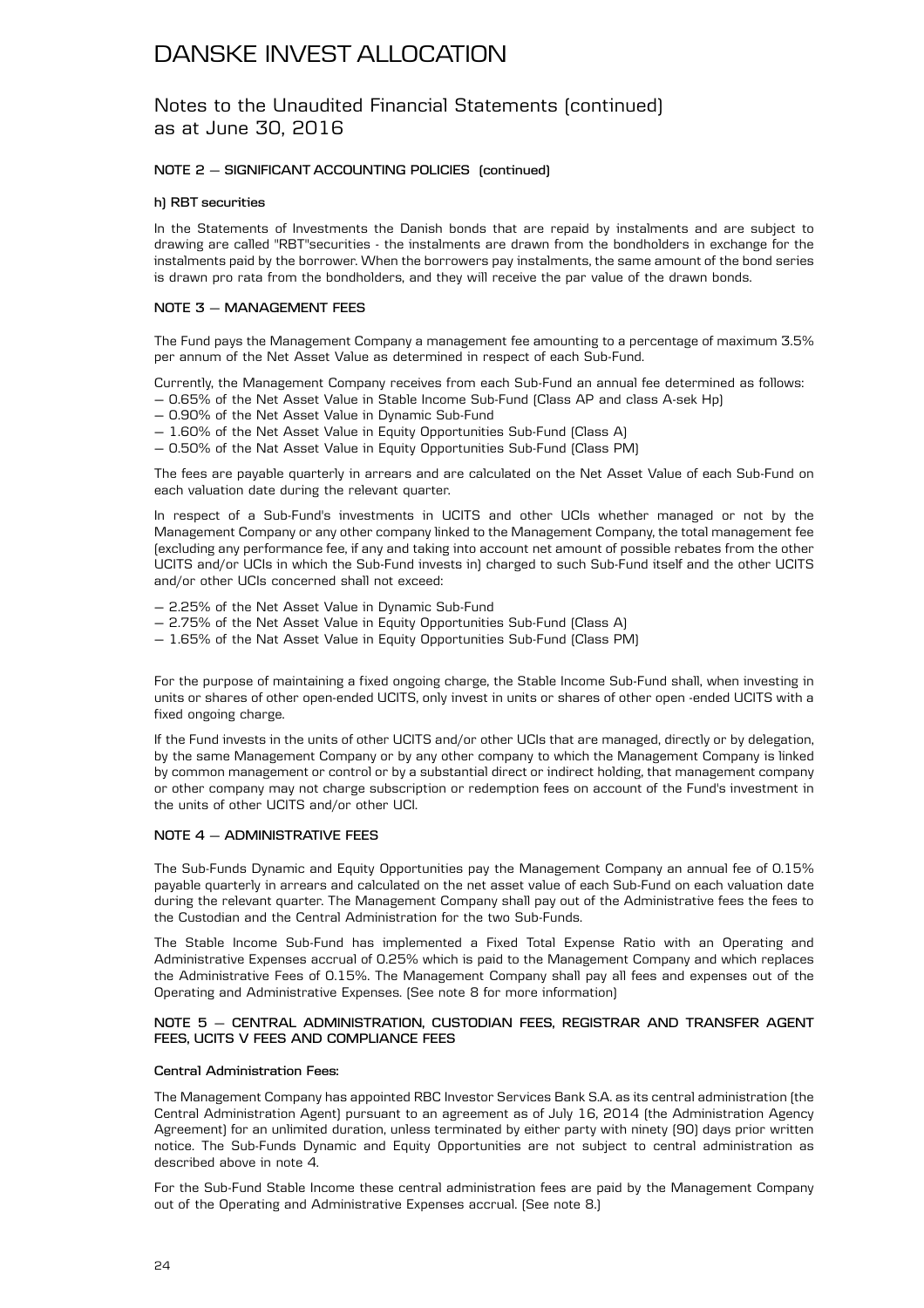# DANSKE INVEST ALLOCATION

## Notes to the Unaudited Financial Statements (continued) as at June 30, 2016

### NOTE 2 – SIGNIFICANT ACCOUNTING POLICIES (continued)

#### h) RBT securities

In the Statements of Investments the Danish bonds that are repaid by instalments and are subject to drawing are called "RBT"securities - the instalments are drawn from the bondholders in exchange for the instalments paid by the borrower. When the borrowers pay instalments, the same amount of the bond series is drawn pro rata from the bondholders, and they will receive the par value of the drawn bonds.

### NOTE 3 – MANAGEMENT FEES

The Fund pays the Management Company a management fee amounting to a percentage of maximum 3.5% per annum of the Net Asset Value as determined in respect of each Sub-Fund.

Currently, the Management Company receives from each Sub-Fund an annual fee determined as follows:

- 0.65% of the Net Asset Value in Stable Income Sub-Fund (Class AP and class A-sek Hp)
- 0.90% of the Net Asset Value in Dynamic Sub-Fund
- 1.60% of the Net Asset Value in Equity Opportunities Sub-Fund (Class A)
- 0.50% of the Nat Asset Value in Equity Opportunities Sub-Fund (Class PM)

The fees are payable quarterly in arrears and are calculated on the Net Asset Value of each Sub-Fund on each valuation date during the relevant quarter.

In respect of a Sub-Fund's investments in UCITS and other UCIs whether managed or not by the Management Company or any other company linked to the Management Company, the total management fee (excluding any performance fee, if any and taking into account net amount of possible rebates from the other UCITS and/or UCIs in which the Sub-Fund invests in) charged to such Sub-Fund itself and the other UCITS and/or other UCIs concerned shall not exceed:

- 2.25% of the Net Asset Value in Dynamic Sub-Fund
- 2.75% of the Net Asset Value in Equity Opportunities Sub-Fund (Class A)
- 1.65% of the Nat Asset Value in Equity Opportunities Sub-Fund (Class PM)

For the purpose of maintaining a fixed ongoing charge, the Stable Income Sub-Fund shall, when investing in units or shares of other open-ended UCITS, only invest in units or shares of other open -ended UCITS with a fixed ongoing charge.

If the Fund invests in the units of other UCITS and/or other UCIs that are managed, directly or by delegation, by the same Management Company or by any other company to which the Management Company is linked by common management or control or by a substantial direct or indirect holding, that management company or other company may not charge subscription or redemption fees on account of the Fund's investment in the units of other UCITS and/or other UCI.

### NOTE 4 – ADMINISTRATIVE FEES

The Sub-Funds Dynamic and Equity Opportunities pay the Management Company an annual fee of 0.15% payable quarterly in arrears and calculated on the net asset value of each Sub-Fund on each valuation date during the relevant quarter. The Management Company shall pay out of the Administrative fees the fees to the Custodian and the Central Administration for the two Sub-Funds.

The Stable Income Sub-Fund has implemented a Fixed Total Expense Ratio with an Operating and Administrative Expenses accrual of 0.25% which is paid to the Management Company and which replaces the Administrative Fees of 0.15%. The Management Company shall pay all fees and expenses out of the Operating and Administrative Expenses. (See note 8 for more information)

### NOTE 5 – CENTRAL ADMINISTRATION, CUSTODIAN FEES, REGISTRAR AND TRANSFER AGENT FEES, UCITS V FEES AND COMPLIANCE FEES

#### Central Administration Fees:

The Management Company has appointed RBC Investor Services Bank S.A. as its central administration (the Central Administration Agent) pursuant to an agreement as of July 16, 2014 (the Administration Agency Agreement) for an unlimited duration, unless terminated by either party with ninety (90) days prior written notice. The Sub-Funds Dynamic and Equity Opportunities are not subject to central administration as described above in note 4.

For the Sub-Fund Stable Income these central administration fees are paid by the Management Company out of the Operating and Administrative Expenses accrual. (See note 8.)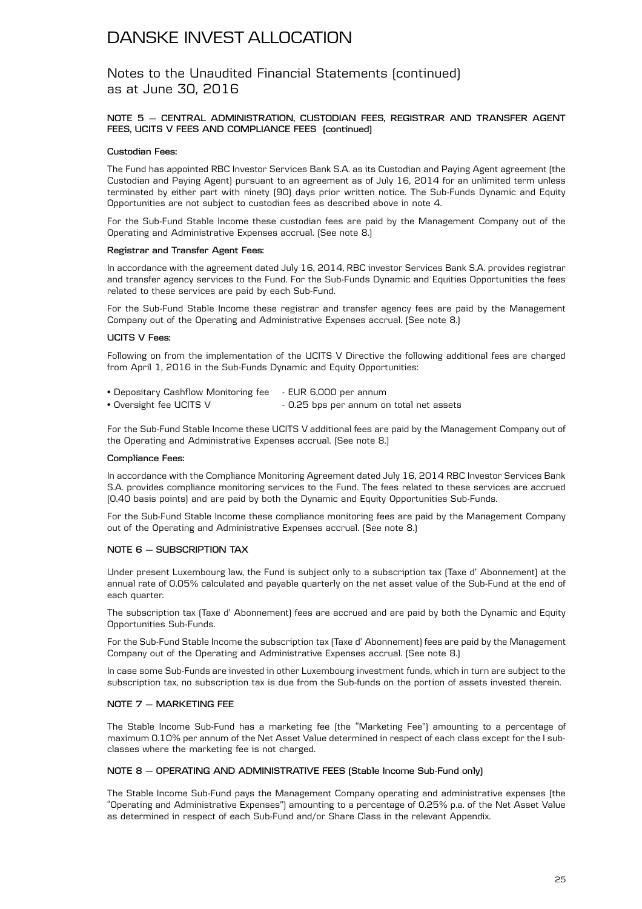# DANSKE INVEST ALLOCATION

## Notes to the Unaudited Financial Statements (continued) as at June 30, 2016

### NOTE 5 – CENTRAL ADMINISTRATION, CUSTODIAN FEES, REGISTRAR AND TRANSFER AGENT FEES, UCITS V FEES AND COMPLIANCE FEES (continued)

**Custodian Fees:**

The Fund has appointed RBC Investor Services Bank S.A. as its Custodian and Paying Agent agreement (the Custodian and Paying Agent) pursuant to an agreement as of July 16, 2014 for an unlimited term unless terminated by either part with ninety (90) days prior written notice. The Sub-Funds Dynamic and Equity Opportunities are not subject to custodian fees as described above in note 4.

For the Sub-Fund Stable Income these custodian fees are paid by the Management Company out of the Operating and Administrative Expenses accrual. (See note 8.)

**Registrar and Transfer Agent Fees:**

In accordance with the agreement dated July 16, 2014, RBC investor Services Bank S.A. provides registrar and transfer agency services to the Fund. For the Sub-Funds Dynamic and Equities Opportunities the fees related to these services are paid by each Sub-Fund.

For the Sub-Fund Stable Income these registrar and transfer agency fees are paid by the Management Company out of the Operating and Administrative Expenses accrual. (See note 8.)

**UCITS V Fees:**

Following on from the implementation of the UCITS V Directive the following additional fees are charged from April 1, 2016 in the Sub-Funds Dynamic and Equity Opportunities:

- Depositary Cashflow Monitoring fee - EUR 6,000 per annum
- Oversight fee UCITS V - 0.25 bps per annum on total net assets

For the Sub-Fund Stable Income these UCITS V additional fees are paid by the Management Company out of the Operating and Administrative Expenses accrual. (See note 8.)

**Compliance Fees:**

In accordance with the Compliance Monitoring Agreement dated July 16, 2014 RBC Investor Services Bank S.A. provides compliance monitoring services to the Fund. The fees related to these services are accrued (0.40 basis points) and are paid by both the Dynamic and Equity Opportunities Sub-Funds.

For the Sub-Fund Stable Income these compliance monitoring fees are paid by the Management Company out of the Operating and Administrative Expenses accrual. (See note 8.)

### NOTE 6 – SUBSCRIPTION TAX

Under present Luxembourg law, the Fund is subject only to a subscription tax (Taxe d' Abonnement) at the annual rate of 0.05% calculated and payable quarterly on the net asset value of the Sub-Fund at the end of each quarter.

The subscription tax (Taxe d' Abonnement) fees are accrued and are paid by both the Dynamic and Equity Opportunities Sub-Funds.

For the Sub-Fund Stable Income the subscription tax (Taxe d' Abonnement) fees are paid by the Management Company out of the Operating and Administrative Expenses accrual. (See note 8.)

In case some Sub-Funds are invested in other Luxembourg investment funds, which in turn are subject to the subscription tax, no subscription tax is due from the Sub-funds on the portion of assets invested therein.

### NOTE 7 – MARKETING FEE

The Stable Income Sub-Fund has a marketing fee (the "Marketing Fee") amounting to a percentage of maximum 0.10% per annum of the Net Asset Value determined in respect of each class except for the I sub-classes where the marketing fee is not charged.

### NOTE 8 – OPERATING AND ADMINISTRATIVE FEES (Stable Income Sub-Fund only)

The Stable Income Sub-Fund pays the Management Company operating and administrative expenses (the "Operating and Administrative Expenses") amounting to a percentage of 0.25% p.a. of the Net Asset Value as determined in respect of each Sub-Fund and/or Share Class in the relevant Appendix.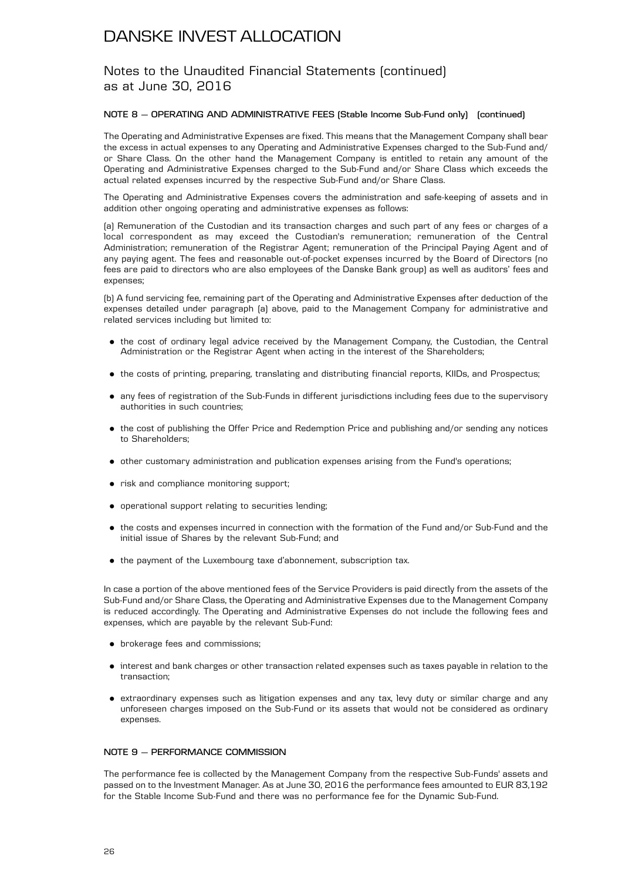### NOTE 8 – OPERATING AND ADMINISTRATIVE FEES (Stable Income Sub-Fund only) (continued)

The Operating and Administrative Expenses are fixed. This means that the Management Company shall bear the excess in actual expenses to any Operating and Administrative Expenses charged to the Sub-Fund and/or Share Class. On the other hand the Management Company is entitled to retain any amount of the Operating and Administrative Expenses charged to the Sub-Fund and/or Share Class which exceeds the actual related expenses incurred by the respective Sub-Fund and/or Share Class.

The Operating and Administrative Expenses covers the administration and safe-keeping of assets and in addition other ongoing operating and administrative expenses as follows:

(a) Remuneration of the Custodian and its transaction charges and such part of any fees or charges of a local correspondent as may exceed the Custodian's remuneration; remuneration of the Central Administration; remuneration of the Registrar Agent; remuneration of the Principal Paying Agent and of any paying agent. The fees and reasonable out-of-pocket expenses incurred by the Board of Directors (no fees are paid to directors who are also employees of the Danske Bank group) as well as auditors' fees and expenses;

(b) A fund servicing fee, remaining part of the Operating and Administrative Expenses after deduction of the expenses detailed under paragraph (a) above, paid to the Management Company for administrative and related services including but limited to:

- the cost of ordinary legal advice received by the Management Company, the Custodian, the Central Administration or the Registrar Agent when acting in the interest of the Shareholders;
- the costs of printing, preparing, translating and distributing financial reports, KIIDs, and Prospectus;
- any fees of registration of the Sub-Funds in different jurisdictions including fees due to the supervisory authorities in such countries;
- the cost of publishing the Offer Price and Redemption Price and publishing and/or sending any notices to Shareholders;
- other customary administration and publication expenses arising from the Fund's operations;
- risk and compliance monitoring support;
- operational support relating to securities lending;
- the costs and expenses incurred in connection with the formation of the Fund and/or Sub-Fund and the initial issue of Shares by the relevant Sub-Fund; and
- the payment of the Luxembourg taxe d'abonnement, subscription tax.

In case a portion of the above mentioned fees of the Service Providers is paid directly from the assets of the Sub-Fund and/or Share Class, the Operating and Administrative Expenses due to the Management Company is reduced accordingly. The Operating and Administrative Expenses do not include the following fees and expenses, which are payable by the relevant Sub-Fund:

- brokerage fees and commissions;
- interest and bank charges or other transaction related expenses such as taxes payable in relation to the transaction;
- extraordinary expenses such as litigation expenses and any tax, levy duty or similar charge and any unforeseen charges imposed on the Sub-Fund or its assets that would not be considered as ordinary expenses.

### NOTE 9 – PERFORMANCE COMMISSION

The performance fee is collected by the Management Company from the respective Sub-Funds' assets and passed on to the Investment Manager. As at June 30, 2016 the performance fees amounted to EUR 83,192 for the Stable Income Sub-Fund and there was no performance fee for the Dynamic Sub-Fund.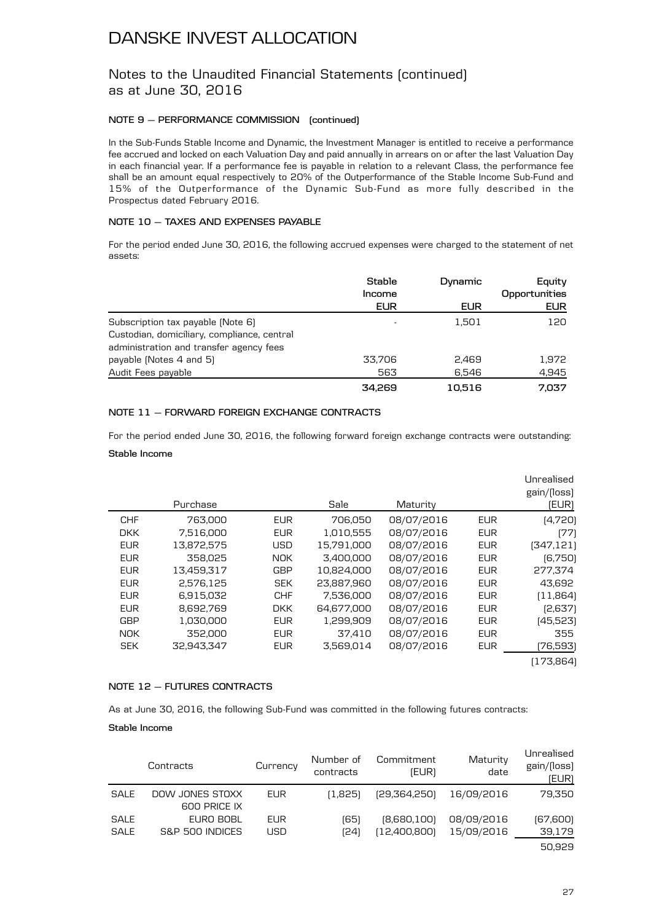# DANSKE INVEST ALLOCATION

## Notes to the Unaudited Financial Statements (continued) as at June 30, 2016

### NOTE 9 – PERFORMANCE COMMISSION (continued)

In the Sub-Funds Stable Income and Dynamic, the Investment Manager is entitled to receive a performance fee accrued and locked on each Valuation Day and paid annually in arrears on or after the last Valuation Day in each financial year. If a performance fee is payable in relation to a relevant Class, the performance fee shall be an amount equal respectively to 20% of the Outperformance of the Stable Income Sub-Fund and 15% of the Outperformance of the Dynamic Sub-Fund as more fully described in the Prospectus dated February 2016.

### NOTE 10 – TAXES AND EXPENSES PAYABLE

For the period ended June 30, 2016, the following accrued expenses were charged to the statement of net assets:

| | Stable Income EUR | Dynamic EUR | Equity Opportunities EUR |
|---|---|---|---|
| Subscription tax payable (Note 6) | - | 1,501 | 120 |
| Custodian, domiciliary, compliance, central administration and transfer agency fees payable (Notes 4 and 5) | 33,706 | 2,469 | 1,972 |
| Audit Fees payable | 563 | 6,546 | 4,945 |
| | **34,269** | **10,516** | **7,037** |

### NOTE 11 – FORWARD FOREIGN EXCHANGE CONTRACTS

For the period ended June 30, 2016, the following forward foreign exchange contracts were outstanding:

**Stable Income**

| | Purchase | | Sale | Maturity | | Unrealised gain/(loss) (EUR) |
|---|---|---|---|---|---|---|
| CHF | 763,000 | EUR | 706,050 | 08/07/2016 | EUR | (4,720) |
| DKK | 7,516,000 | EUR | 1,010,555 | 08/07/2016 | EUR | (77) |
| EUR | 13,872,575 | USD | 15,791,000 | 08/07/2016 | EUR | (347,121) |
| EUR | 358,025 | NOK | 3,400,000 | 08/07/2016 | EUR | (6,750) |
| EUR | 13,459,317 | GBP | 10,824,000 | 08/07/2016 | EUR | 277,374 |
| EUR | 2,576,125 | SEK | 23,887,960 | 08/07/2016 | EUR | 43,692 |
| EUR | 6,915,032 | CHF | 7,536,000 | 08/07/2016 | EUR | (11,864) |
| EUR | 8,692,769 | DKK | 64,677,000 | 08/07/2016 | EUR | (2,637) |
| GBP | 1,030,000 | EUR | 1,299,909 | 08/07/2016 | EUR | (45,523) |
| NOK | 352,000 | EUR | 37,410 | 08/07/2016 | EUR | 355 |
| SEK | 32,943,347 | EUR | 3,569,014 | 08/07/2016 | EUR | (76,593) |
| | | | | | | (173,864) |

### NOTE 12 – FUTURES CONTRACTS

As at June 30, 2016, the following Sub-Fund was committed in the following futures contracts:

**Stable Income**

| | Contracts | Currency | Number of contracts | Commitment (EUR) | Maturity date | Unrealised gain/(loss) (EUR) |
|---|---|---|---|---|---|---|
| SALE | DOW JONES STOXX 600 PRICE IX | EUR | (1,825) | (29,364,250) | 16/09/2016 | 79,350 |
| SALE | EURO BOBL | EUR | (65) | (8,680,100) | 08/09/2016 | (67,600) |
| SALE | S&P 500 INDICES | USD | (24) | (12,400,800) | 15/09/2016 | 39,179 |
| | | | | | | 50,929 |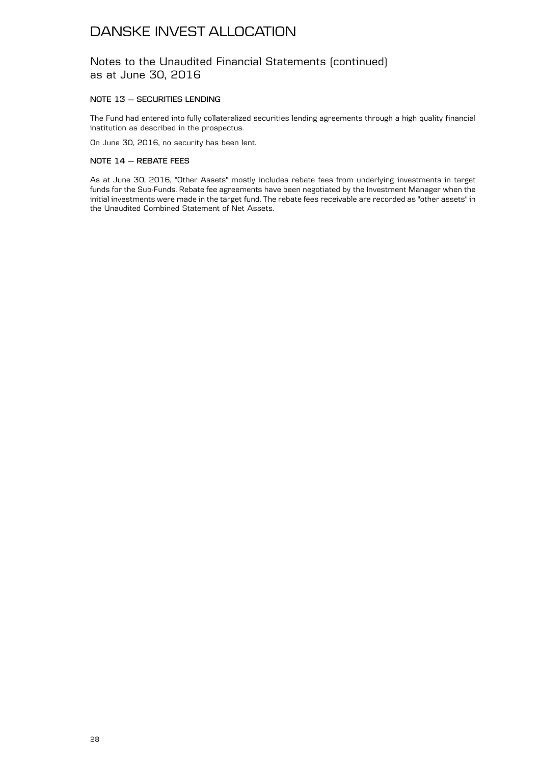# DANSKE INVEST ALLOCATION

## Notes to the Unaudited Financial Statements (continued) as at June 30, 2016

### NOTE 13 – SECURITIES LENDING

The Fund had entered into fully collateralized securities lending agreements through a high quality financial institution as described in the prospectus.

On June 30, 2016, no security has been lent.

### NOTE 14 – REBATE FEES

As at June 30, 2016, "Other Assets" mostly includes rebate fees from underlying investments in target funds for the Sub-Funds. Rebate fee agreements have been negotiated by the Investment Manager when the initial investments were made in the target fund. The rebate fees receivable are recorded as "other assets" in the Unaudited Combined Statement of Net Assets.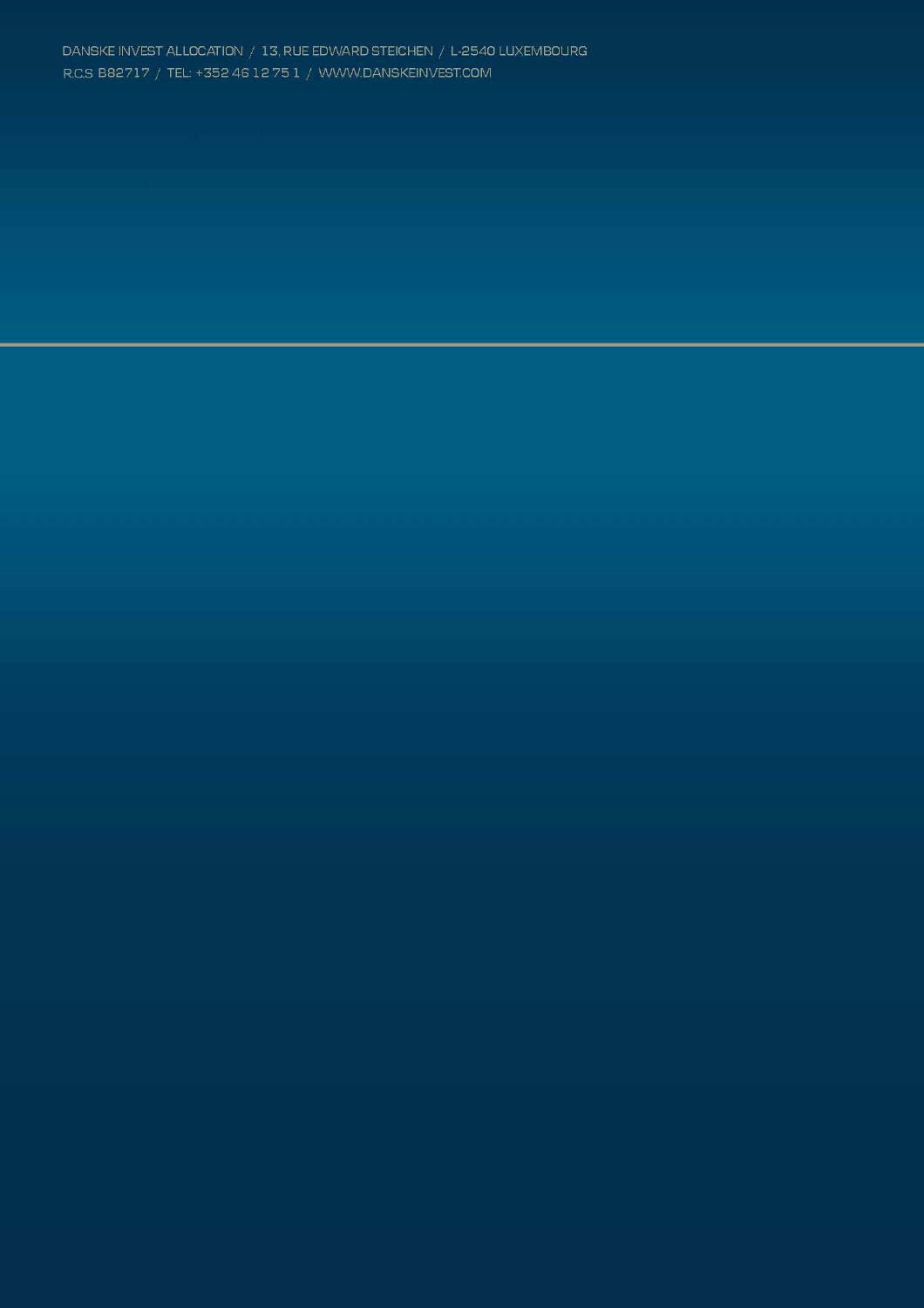DANSKE INVEST ALLOCATION / 13, RUE EDWARD STEICHEN / L-2540 LUXEMBOURG

R.C.S B82717 / TEL: +352 46 12 75 1 / WWW.DANSKEINVEST.COM